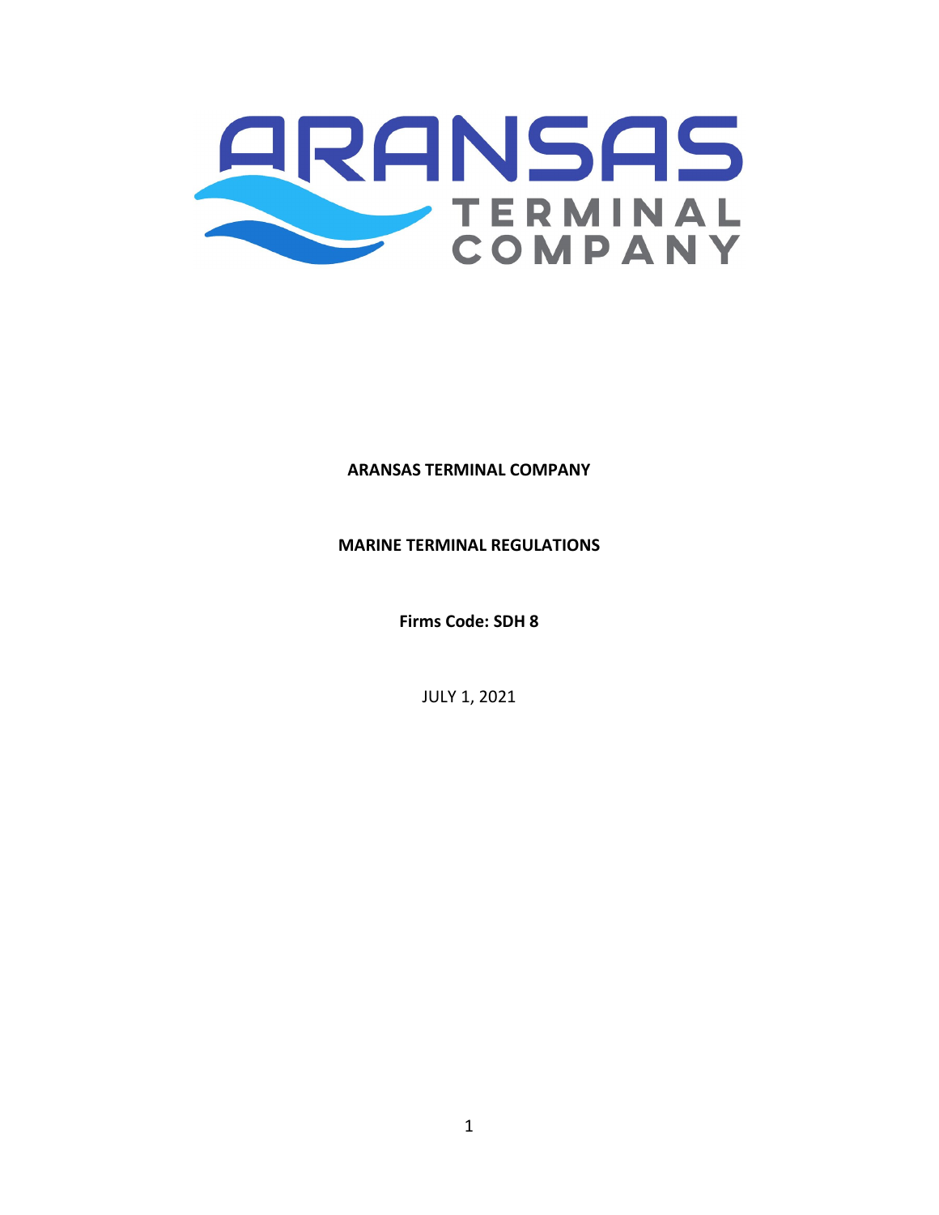# ARANSAS TERMINAL COMPANY

## MARINE TERMINAL REGULATIONS

**Firms Code: SDH 8**

JULY 1, 2021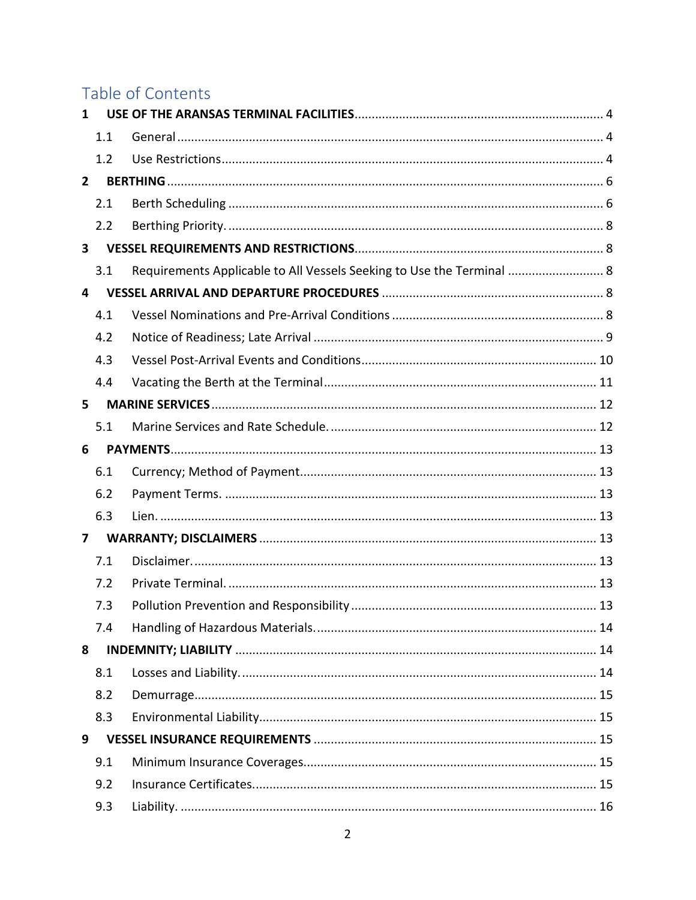# Table of Contents

**1 USE OF THE ARANSAS TERMINAL FACILITIES** ........ 4

- 1.1 General ........ 4
- 1.2 Use Restrictions ........ 4

**2 BERTHING** ........ 6

- 2.1 Berth Scheduling ........ 6
- 2.2 Berthing Priority. ........ 8

**3 VESSEL REQUIREMENTS AND RESTRICTIONS** ........ 8

- 3.1 Requirements Applicable to All Vessels Seeking to Use the Terminal ........ 8

**4 VESSEL ARRIVAL AND DEPARTURE PROCEDURES** ........ 8

- 4.1 Vessel Nominations and Pre-Arrival Conditions ........ 8
- 4.2 Notice of Readiness; Late Arrival ........ 9
- 4.3 Vessel Post-Arrival Events and Conditions ........ 10
- 4.4 Vacating the Berth at the Terminal ........ 11

**5 MARINE SERVICES** ........ 12

- 5.1 Marine Services and Rate Schedule. ........ 12

**6 PAYMENTS** ........ 13

- 6.1 Currency; Method of Payment ........ 13
- 6.2 Payment Terms. ........ 13
- 6.3 Lien. ........ 13

**7 WARRANTY; DISCLAIMERS** ........ 13

- 7.1 Disclaimer. ........ 13
- 7.2 Private Terminal. ........ 13
- 7.3 Pollution Prevention and Responsibility ........ 13
- 7.4 Handling of Hazardous Materials. ........ 14

**8 INDEMNITY; LIABILITY** ........ 14

- 8.1 Losses and Liability. ........ 14
- 8.2 Demurrage ........ 15
- 8.3 Environmental Liability ........ 15

**9 VESSEL INSURANCE REQUIREMENTS** ........ 15

- 9.1 Minimum Insurance Coverages. ........ 15
- 9.2 Insurance Certificates. ........ 15
- 9.3 Liability. ........ 16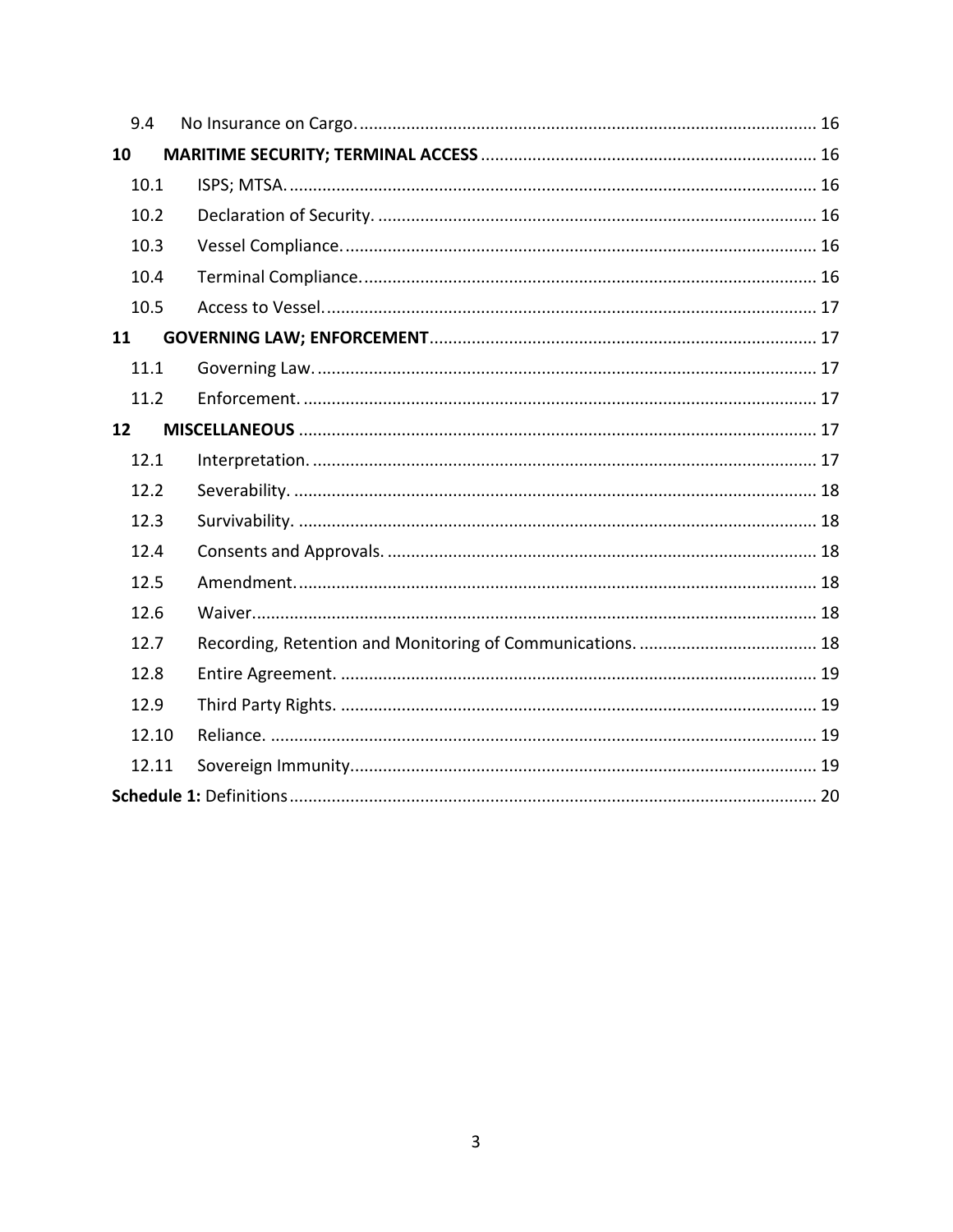9.4 No Insurance on Cargo. 16

**10 MARITIME SECURITY; TERMINAL ACCESS** 16

10.1 ISPS; MTSA. 16

10.2 Declaration of Security. 16

10.3 Vessel Compliance. 16

10.4 Terminal Compliance. 16

10.5 Access to Vessel. 17

**11 GOVERNING LAW; ENFORCEMENT** 17

11.1 Governing Law. 17

11.2 Enforcement. 17

**12 MISCELLANEOUS** 17

12.1 Interpretation. 17

12.2 Severability. 18

12.3 Survivability. 18

12.4 Consents and Approvals. 18

12.5 Amendment. 18

12.6 Waiver. 18

12.7 Recording, Retention and Monitoring of Communications. 18

12.8 Entire Agreement. 19

12.9 Third Party Rights. 19

12.10 Reliance. 19

12.11 Sovereign Immunity. 19

**Schedule 1:** Definitions 20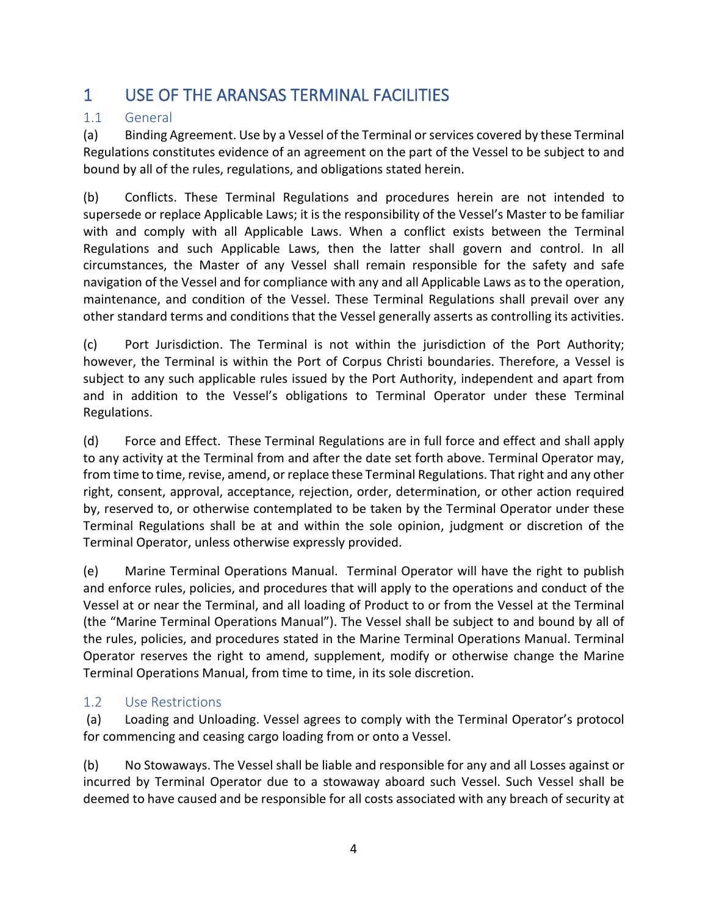# 1 USE OF THE ARANSAS TERMINAL FACILITIES

## 1.1 General

(a) Binding Agreement. Use by a Vessel of the Terminal or services covered by these Terminal Regulations constitutes evidence of an agreement on the part of the Vessel to be subject to and bound by all of the rules, regulations, and obligations stated herein.

(b) Conflicts. These Terminal Regulations and procedures herein are not intended to supersede or replace Applicable Laws; it is the responsibility of the Vessel's Master to be familiar with and comply with all Applicable Laws. When a conflict exists between the Terminal Regulations and such Applicable Laws, then the latter shall govern and control. In all circumstances, the Master of any Vessel shall remain responsible for the safety and safe navigation of the Vessel and for compliance with any and all Applicable Laws as to the operation, maintenance, and condition of the Vessel. These Terminal Regulations shall prevail over any other standard terms and conditions that the Vessel generally asserts as controlling its activities.

(c) Port Jurisdiction. The Terminal is not within the jurisdiction of the Port Authority; however, the Terminal is within the Port of Corpus Christi boundaries. Therefore, a Vessel is subject to any such applicable rules issued by the Port Authority, independent and apart from and in addition to the Vessel's obligations to Terminal Operator under these Terminal Regulations.

(d) Force and Effect. These Terminal Regulations are in full force and effect and shall apply to any activity at the Terminal from and after the date set forth above. Terminal Operator may, from time to time, revise, amend, or replace these Terminal Regulations. That right and any other right, consent, approval, acceptance, rejection, order, determination, or other action required by, reserved to, or otherwise contemplated to be taken by the Terminal Operator under these Terminal Regulations shall be at and within the sole opinion, judgment or discretion of the Terminal Operator, unless otherwise expressly provided.

(e) Marine Terminal Operations Manual. Terminal Operator will have the right to publish and enforce rules, policies, and procedures that will apply to the operations and conduct of the Vessel at or near the Terminal, and all loading of Product to or from the Vessel at the Terminal (the "Marine Terminal Operations Manual"). The Vessel shall be subject to and bound by all of the rules, policies, and procedures stated in the Marine Terminal Operations Manual. Terminal Operator reserves the right to amend, supplement, modify or otherwise change the Marine Terminal Operations Manual, from time to time, in its sole discretion.

## 1.2 Use Restrictions

(a) Loading and Unloading. Vessel agrees to comply with the Terminal Operator's protocol for commencing and ceasing cargo loading from or onto a Vessel.

(b) No Stowaways. The Vessel shall be liable and responsible for any and all Losses against or incurred by Terminal Operator due to a stowaway aboard such Vessel. Such Vessel shall be deemed to have caused and be responsible for all costs associated with any breach of security at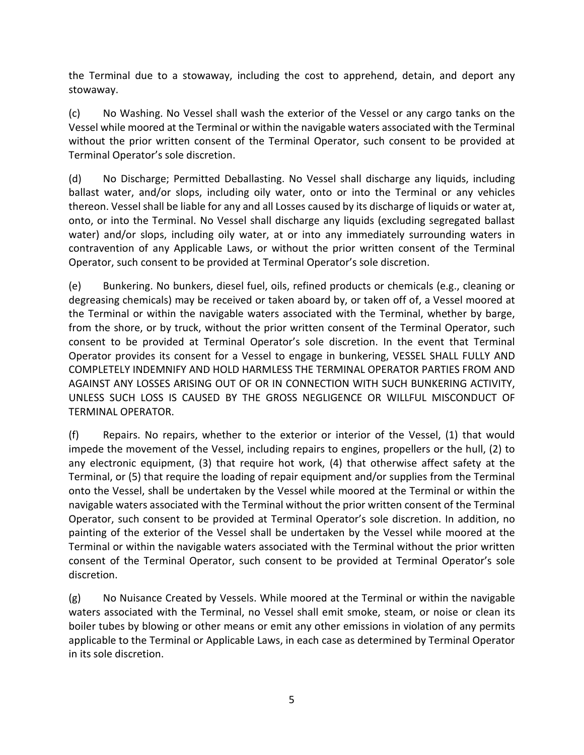the Terminal due to a stowaway, including the cost to apprehend, detain, and deport any stowaway.

(c) No Washing. No Vessel shall wash the exterior of the Vessel or any cargo tanks on the Vessel while moored at the Terminal or within the navigable waters associated with the Terminal without the prior written consent of the Terminal Operator, such consent to be provided at Terminal Operator's sole discretion.

(d) No Discharge; Permitted Deballasting. No Vessel shall discharge any liquids, including ballast water, and/or slops, including oily water, onto or into the Terminal or any vehicles thereon. Vessel shall be liable for any and all Losses caused by its discharge of liquids or water at, onto, or into the Terminal. No Vessel shall discharge any liquids (excluding segregated ballast water) and/or slops, including oily water, at or into any immediately surrounding waters in contravention of any Applicable Laws, or without the prior written consent of the Terminal Operator, such consent to be provided at Terminal Operator's sole discretion.

(e) Bunkering. No bunkers, diesel fuel, oils, refined products or chemicals (e.g., cleaning or degreasing chemicals) may be received or taken aboard by, or taken off of, a Vessel moored at the Terminal or within the navigable waters associated with the Terminal, whether by barge, from the shore, or by truck, without the prior written consent of the Terminal Operator, such consent to be provided at Terminal Operator's sole discretion. In the event that Terminal Operator provides its consent for a Vessel to engage in bunkering, VESSEL SHALL FULLY AND COMPLETELY INDEMNIFY AND HOLD HARMLESS THE TERMINAL OPERATOR PARTIES FROM AND AGAINST ANY LOSSES ARISING OUT OF OR IN CONNECTION WITH SUCH BUNKERING ACTIVITY, UNLESS SUCH LOSS IS CAUSED BY THE GROSS NEGLIGENCE OR WILLFUL MISCONDUCT OF TERMINAL OPERATOR.

(f) Repairs. No repairs, whether to the exterior or interior of the Vessel, (1) that would impede the movement of the Vessel, including repairs to engines, propellers or the hull, (2) to any electronic equipment, (3) that require hot work, (4) that otherwise affect safety at the Terminal, or (5) that require the loading of repair equipment and/or supplies from the Terminal onto the Vessel, shall be undertaken by the Vessel while moored at the Terminal or within the navigable waters associated with the Terminal without the prior written consent of the Terminal Operator, such consent to be provided at Terminal Operator's sole discretion. In addition, no painting of the exterior of the Vessel shall be undertaken by the Vessel while moored at the Terminal or within the navigable waters associated with the Terminal without the prior written consent of the Terminal Operator, such consent to be provided at Terminal Operator's sole discretion.

(g) No Nuisance Created by Vessels. While moored at the Terminal or within the navigable waters associated with the Terminal, no Vessel shall emit smoke, steam, or noise or clean its boiler tubes by blowing or other means or emit any other emissions in violation of any permits applicable to the Terminal or Applicable Laws, in each case as determined by Terminal Operator in its sole discretion.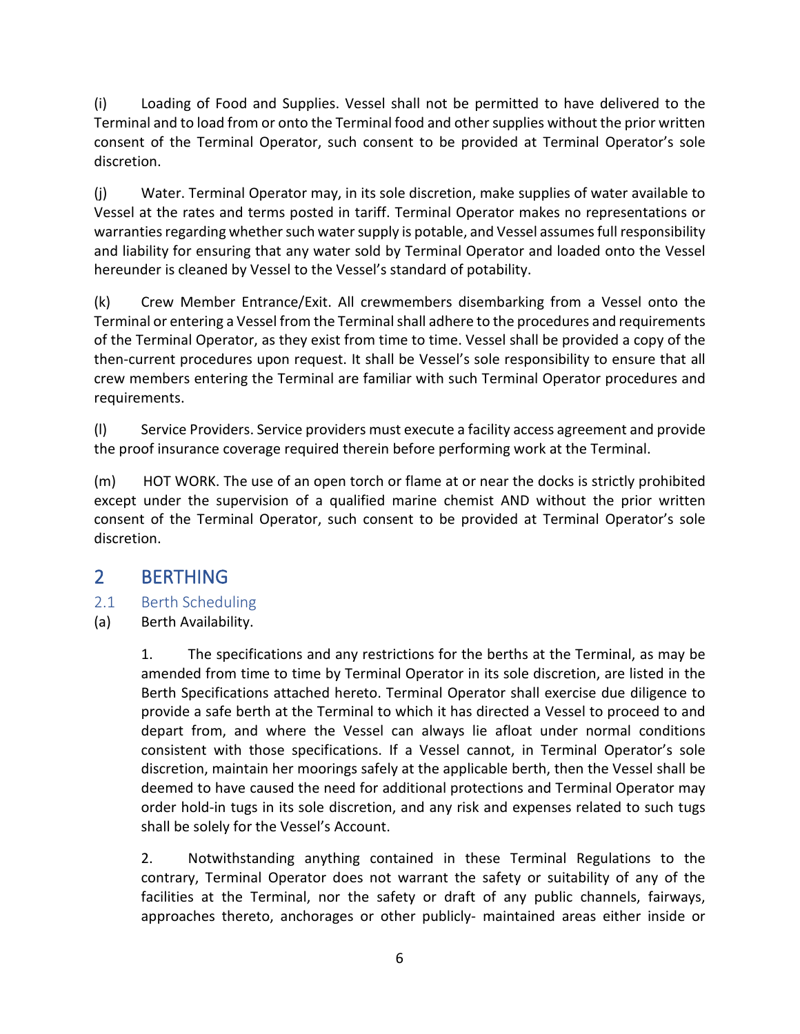(i) Loading of Food and Supplies. Vessel shall not be permitted to have delivered to the Terminal and to load from or onto the Terminal food and other supplies without the prior written consent of the Terminal Operator, such consent to be provided at Terminal Operator's sole discretion.

(j) Water. Terminal Operator may, in its sole discretion, make supplies of water available to Vessel at the rates and terms posted in tariff. Terminal Operator makes no representations or warranties regarding whether such water supply is potable, and Vessel assumes full responsibility and liability for ensuring that any water sold by Terminal Operator and loaded onto the Vessel hereunder is cleaned by Vessel to the Vessel's standard of potability.

(k) Crew Member Entrance/Exit. All crewmembers disembarking from a Vessel onto the Terminal or entering a Vessel from the Terminal shall adhere to the procedures and requirements of the Terminal Operator, as they exist from time to time. Vessel shall be provided a copy of the then-current procedures upon request. It shall be Vessel's sole responsibility to ensure that all crew members entering the Terminal are familiar with such Terminal Operator procedures and requirements.

(l) Service Providers. Service providers must execute a facility access agreement and provide the proof insurance coverage required therein before performing work at the Terminal.

(m) HOT WORK. The use of an open torch or flame at or near the docks is strictly prohibited except under the supervision of a qualified marine chemist AND without the prior written consent of the Terminal Operator, such consent to be provided at Terminal Operator's sole discretion.

## 2 BERTHING

### 2.1 Berth Scheduling

(a) Berth Availability.

1. The specifications and any restrictions for the berths at the Terminal, as may be amended from time to time by Terminal Operator in its sole discretion, are listed in the Berth Specifications attached hereto. Terminal Operator shall exercise due diligence to provide a safe berth at the Terminal to which it has directed a Vessel to proceed to and depart from, and where the Vessel can always lie afloat under normal conditions consistent with those specifications. If a Vessel cannot, in Terminal Operator's sole discretion, maintain her moorings safely at the applicable berth, then the Vessel shall be deemed to have caused the need for additional protections and Terminal Operator may order hold-in tugs in its sole discretion, and any risk and expenses related to such tugs shall be solely for the Vessel's Account.

2. Notwithstanding anything contained in these Terminal Regulations to the contrary, Terminal Operator does not warrant the safety or suitability of any of the facilities at the Terminal, nor the safety or draft of any public channels, fairways, approaches thereto, anchorages or other publicly- maintained areas either inside or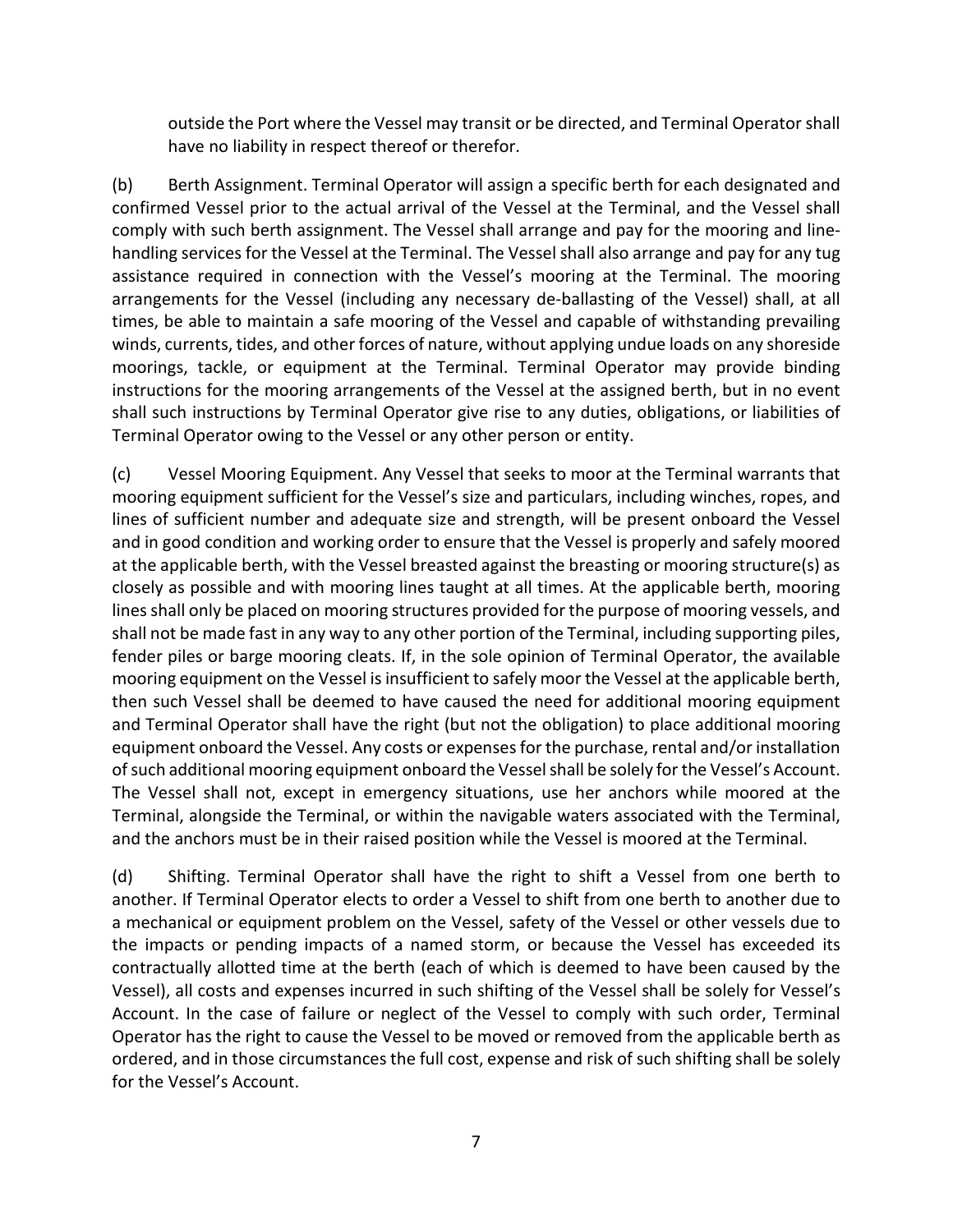outside the Port where the Vessel may transit or be directed, and Terminal Operator shall have no liability in respect thereof or therefor.

(b) Berth Assignment. Terminal Operator will assign a specific berth for each designated and confirmed Vessel prior to the actual arrival of the Vessel at the Terminal, and the Vessel shall comply with such berth assignment. The Vessel shall arrange and pay for the mooring and line-handling services for the Vessel at the Terminal. The Vessel shall also arrange and pay for any tug assistance required in connection with the Vessel's mooring at the Terminal. The mooring arrangements for the Vessel (including any necessary de-ballasting of the Vessel) shall, at all times, be able to maintain a safe mooring of the Vessel and capable of withstanding prevailing winds, currents, tides, and other forces of nature, without applying undue loads on any shoreside moorings, tackle, or equipment at the Terminal. Terminal Operator may provide binding instructions for the mooring arrangements of the Vessel at the assigned berth, but in no event shall such instructions by Terminal Operator give rise to any duties, obligations, or liabilities of Terminal Operator owing to the Vessel or any other person or entity.

(c) Vessel Mooring Equipment. Any Vessel that seeks to moor at the Terminal warrants that mooring equipment sufficient for the Vessel's size and particulars, including winches, ropes, and lines of sufficient number and adequate size and strength, will be present onboard the Vessel and in good condition and working order to ensure that the Vessel is properly and safely moored at the applicable berth, with the Vessel breasted against the breasting or mooring structure(s) as closely as possible and with mooring lines taught at all times. At the applicable berth, mooring lines shall only be placed on mooring structures provided for the purpose of mooring vessels, and shall not be made fast in any way to any other portion of the Terminal, including supporting piles, fender piles or barge mooring cleats. If, in the sole opinion of Terminal Operator, the available mooring equipment on the Vessel is insufficient to safely moor the Vessel at the applicable berth, then such Vessel shall be deemed to have caused the need for additional mooring equipment and Terminal Operator shall have the right (but not the obligation) to place additional mooring equipment onboard the Vessel. Any costs or expenses for the purchase, rental and/or installation of such additional mooring equipment onboard the Vessel shall be solely for the Vessel's Account. The Vessel shall not, except in emergency situations, use her anchors while moored at the Terminal, alongside the Terminal, or within the navigable waters associated with the Terminal, and the anchors must be in their raised position while the Vessel is moored at the Terminal.

(d) Shifting. Terminal Operator shall have the right to shift a Vessel from one berth to another. If Terminal Operator elects to order a Vessel to shift from one berth to another due to a mechanical or equipment problem on the Vessel, safety of the Vessel or other vessels due to the impacts or pending impacts of a named storm, or because the Vessel has exceeded its contractually allotted time at the berth (each of which is deemed to have been caused by the Vessel), all costs and expenses incurred in such shifting of the Vessel shall be solely for Vessel's Account. In the case of failure or neglect of the Vessel to comply with such order, Terminal Operator has the right to cause the Vessel to be moved or removed from the applicable berth as ordered, and in those circumstances the full cost, expense and risk of such shifting shall be solely for the Vessel's Account.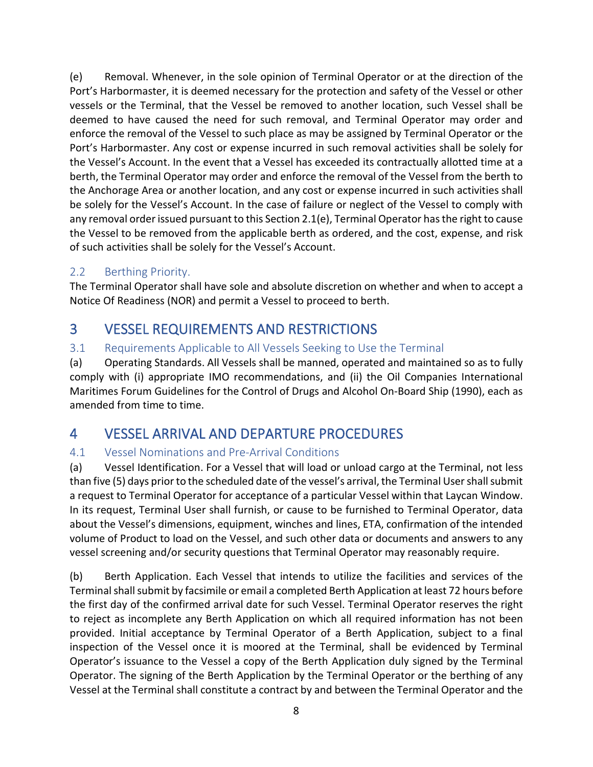(e) Removal. Whenever, in the sole opinion of Terminal Operator or at the direction of the Port's Harbormaster, it is deemed necessary for the protection and safety of the Vessel or other vessels or the Terminal, that the Vessel be removed to another location, such Vessel shall be deemed to have caused the need for such removal, and Terminal Operator may order and enforce the removal of the Vessel to such place as may be assigned by Terminal Operator or the Port's Harbormaster. Any cost or expense incurred in such removal activities shall be solely for the Vessel's Account. In the event that a Vessel has exceeded its contractually allotted time at a berth, the Terminal Operator may order and enforce the removal of the Vessel from the berth to the Anchorage Area or another location, and any cost or expense incurred in such activities shall be solely for the Vessel's Account. In the case of failure or neglect of the Vessel to comply with any removal order issued pursuant to this Section 2.1(e), Terminal Operator has the right to cause the Vessel to be removed from the applicable berth as ordered, and the cost, expense, and risk of such activities shall be solely for the Vessel's Account.

### 2.2 Berthing Priority.

The Terminal Operator shall have sole and absolute discretion on whether and when to accept a Notice Of Readiness (NOR) and permit a Vessel to proceed to berth.

## 3 VESSEL REQUIREMENTS AND RESTRICTIONS

### 3.1 Requirements Applicable to All Vessels Seeking to Use the Terminal

(a) Operating Standards. All Vessels shall be manned, operated and maintained so as to fully comply with (i) appropriate IMO recommendations, and (ii) the Oil Companies International Maritimes Forum Guidelines for the Control of Drugs and Alcohol On-Board Ship (1990), each as amended from time to time.

## 4 VESSEL ARRIVAL AND DEPARTURE PROCEDURES

### 4.1 Vessel Nominations and Pre-Arrival Conditions

(a) Vessel Identification. For a Vessel that will load or unload cargo at the Terminal, not less than five (5) days prior to the scheduled date of the vessel's arrival, the Terminal User shall submit a request to Terminal Operator for acceptance of a particular Vessel within that Laycan Window. In its request, Terminal User shall furnish, or cause to be furnished to Terminal Operator, data about the Vessel's dimensions, equipment, winches and lines, ETA, confirmation of the intended volume of Product to load on the Vessel, and such other data or documents and answers to any vessel screening and/or security questions that Terminal Operator may reasonably require.

(b) Berth Application. Each Vessel that intends to utilize the facilities and services of the Terminal shall submit by facsimile or email a completed Berth Application at least 72 hours before the first day of the confirmed arrival date for such Vessel. Terminal Operator reserves the right to reject as incomplete any Berth Application on which all required information has not been provided. Initial acceptance by Terminal Operator of a Berth Application, subject to a final inspection of the Vessel once it is moored at the Terminal, shall be evidenced by Terminal Operator's issuance to the Vessel a copy of the Berth Application duly signed by the Terminal Operator. The signing of the Berth Application by the Terminal Operator or the berthing of any Vessel at the Terminal shall constitute a contract by and between the Terminal Operator and the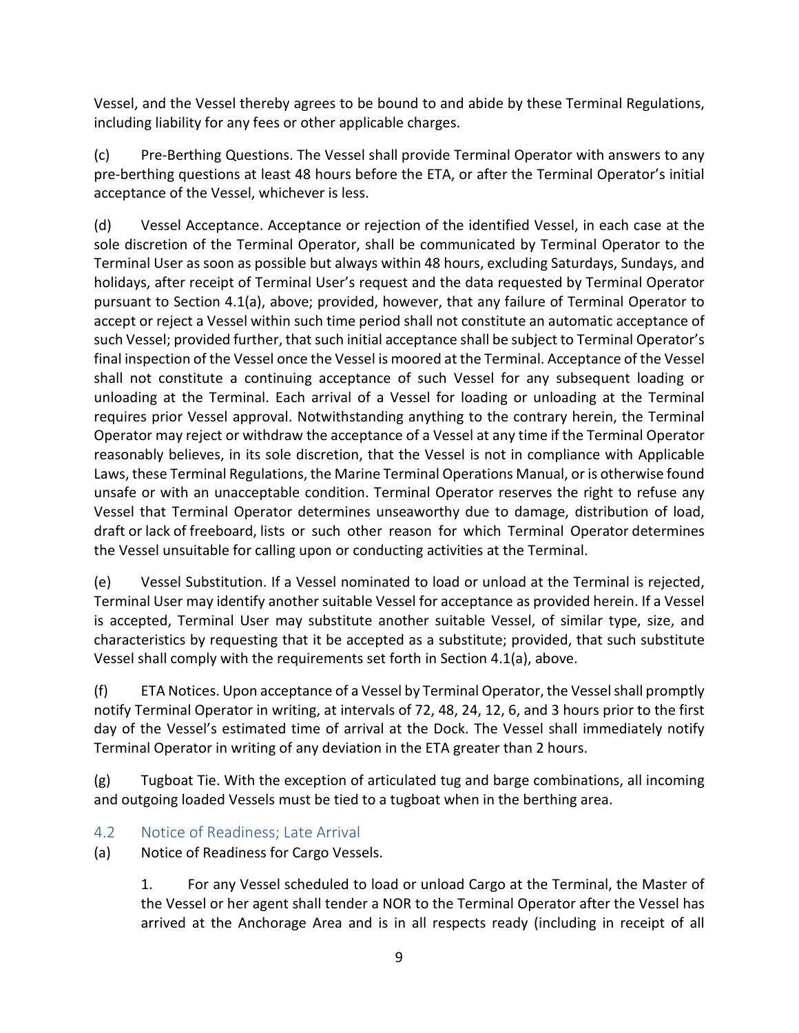Vessel, and the Vessel thereby agrees to be bound to and abide by these Terminal Regulations, including liability for any fees or other applicable charges.

(c) Pre-Berthing Questions. The Vessel shall provide Terminal Operator with answers to any pre-berthing questions at least 48 hours before the ETA, or after the Terminal Operator's initial acceptance of the Vessel, whichever is less.

(d) Vessel Acceptance. Acceptance or rejection of the identified Vessel, in each case at the sole discretion of the Terminal Operator, shall be communicated by Terminal Operator to the Terminal User as soon as possible but always within 48 hours, excluding Saturdays, Sundays, and holidays, after receipt of Terminal User's request and the data requested by Terminal Operator pursuant to Section 4.1(a), above; provided, however, that any failure of Terminal Operator to accept or reject a Vessel within such time period shall not constitute an automatic acceptance of such Vessel; provided further, that such initial acceptance shall be subject to Terminal Operator's final inspection of the Vessel once the Vessel is moored at the Terminal. Acceptance of the Vessel shall not constitute a continuing acceptance of such Vessel for any subsequent loading or unloading at the Terminal. Each arrival of a Vessel for loading or unloading at the Terminal requires prior Vessel approval. Notwithstanding anything to the contrary herein, the Terminal Operator may reject or withdraw the acceptance of a Vessel at any time if the Terminal Operator reasonably believes, in its sole discretion, that the Vessel is not in compliance with Applicable Laws, these Terminal Regulations, the Marine Terminal Operations Manual, or is otherwise found unsafe or with an unacceptable condition. Terminal Operator reserves the right to refuse any Vessel that Terminal Operator determines unseaworthy due to damage, distribution of load, draft or lack of freeboard, lists or such other reason for which Terminal Operator determines the Vessel unsuitable for calling upon or conducting activities at the Terminal.

(e) Vessel Substitution. If a Vessel nominated to load or unload at the Terminal is rejected, Terminal User may identify another suitable Vessel for acceptance as provided herein. If a Vessel is accepted, Terminal User may substitute another suitable Vessel, of similar type, size, and characteristics by requesting that it be accepted as a substitute; provided, that such substitute Vessel shall comply with the requirements set forth in Section 4.1(a), above.

(f) ETA Notices. Upon acceptance of a Vessel by Terminal Operator, the Vessel shall promptly notify Terminal Operator in writing, at intervals of 72, 48, 24, 12, 6, and 3 hours prior to the first day of the Vessel's estimated time of arrival at the Dock. The Vessel shall immediately notify Terminal Operator in writing of any deviation in the ETA greater than 2 hours.

(g) Tugboat Tie. With the exception of articulated tug and barge combinations, all incoming and outgoing loaded Vessels must be tied to a tugboat when in the berthing area.

### 4.2 Notice of Readiness; Late Arrival

(a) Notice of Readiness for Cargo Vessels.

1. For any Vessel scheduled to load or unload Cargo at the Terminal, the Master of the Vessel or her agent shall tender a NOR to the Terminal Operator after the Vessel has arrived at the Anchorage Area and is in all respects ready (including in receipt of all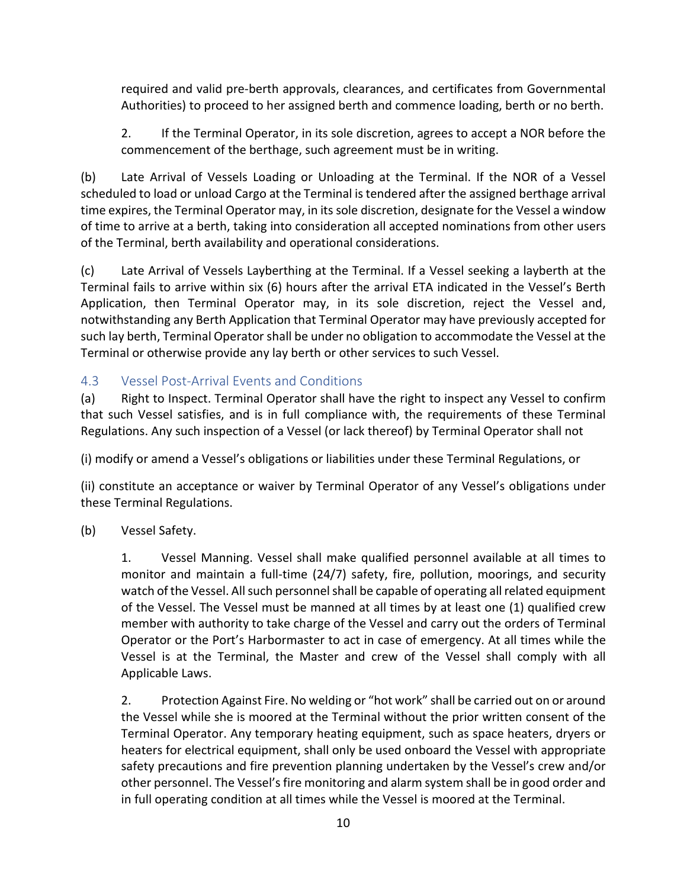required and valid pre-berth approvals, clearances, and certificates from Governmental Authorities) to proceed to her assigned berth and commence loading, berth or no berth.

2. If the Terminal Operator, in its sole discretion, agrees to accept a NOR before the commencement of the berthage, such agreement must be in writing.

(b) Late Arrival of Vessels Loading or Unloading at the Terminal. If the NOR of a Vessel scheduled to load or unload Cargo at the Terminal is tendered after the assigned berthage arrival time expires, the Terminal Operator may, in its sole discretion, designate for the Vessel a window of time to arrive at a berth, taking into consideration all accepted nominations from other users of the Terminal, berth availability and operational considerations.

(c) Late Arrival of Vessels Layberthing at the Terminal. If a Vessel seeking a layberth at the Terminal fails to arrive within six (6) hours after the arrival ETA indicated in the Vessel's Berth Application, then Terminal Operator may, in its sole discretion, reject the Vessel and, notwithstanding any Berth Application that Terminal Operator may have previously accepted for such lay berth, Terminal Operator shall be under no obligation to accommodate the Vessel at the Terminal or otherwise provide any lay berth or other services to such Vessel.

### 4.3 Vessel Post-Arrival Events and Conditions

(a) Right to Inspect. Terminal Operator shall have the right to inspect any Vessel to confirm that such Vessel satisfies, and is in full compliance with, the requirements of these Terminal Regulations. Any such inspection of a Vessel (or lack thereof) by Terminal Operator shall not

(i) modify or amend a Vessel's obligations or liabilities under these Terminal Regulations, or

(ii) constitute an acceptance or waiver by Terminal Operator of any Vessel's obligations under these Terminal Regulations.

(b) Vessel Safety.

1. Vessel Manning. Vessel shall make qualified personnel available at all times to monitor and maintain a full-time (24/7) safety, fire, pollution, moorings, and security watch of the Vessel. All such personnel shall be capable of operating all related equipment of the Vessel. The Vessel must be manned at all times by at least one (1) qualified crew member with authority to take charge of the Vessel and carry out the orders of Terminal Operator or the Port's Harbormaster to act in case of emergency. At all times while the Vessel is at the Terminal, the Master and crew of the Vessel shall comply with all Applicable Laws.

2. Protection Against Fire. No welding or "hot work" shall be carried out on or around the Vessel while she is moored at the Terminal without the prior written consent of the Terminal Operator. Any temporary heating equipment, such as space heaters, dryers or heaters for electrical equipment, shall only be used onboard the Vessel with appropriate safety precautions and fire prevention planning undertaken by the Vessel's crew and/or other personnel. The Vessel's fire monitoring and alarm system shall be in good order and in full operating condition at all times while the Vessel is moored at the Terminal.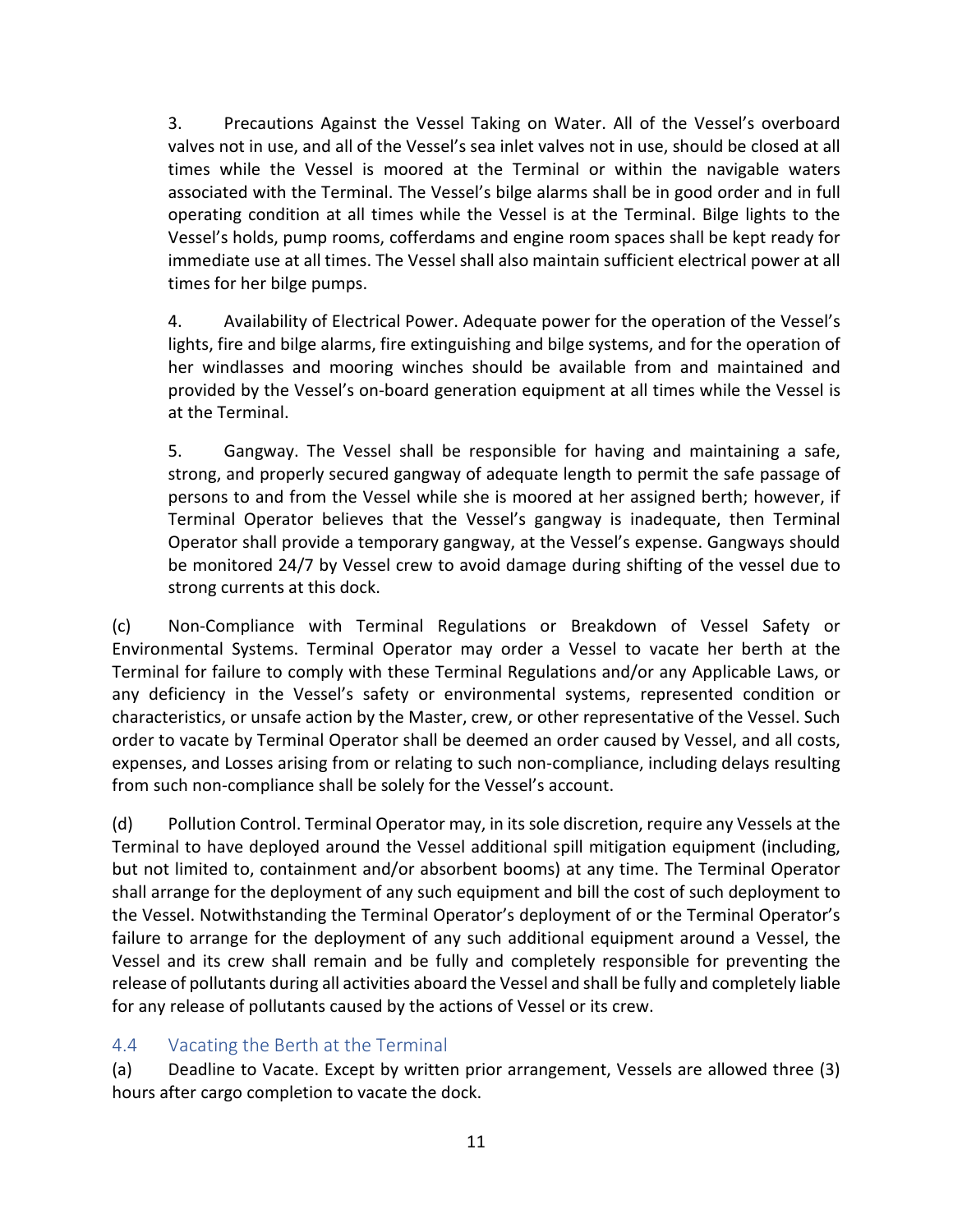3. Precautions Against the Vessel Taking on Water. All of the Vessel's overboard valves not in use, and all of the Vessel's sea inlet valves not in use, should be closed at all times while the Vessel is moored at the Terminal or within the navigable waters associated with the Terminal. The Vessel's bilge alarms shall be in good order and in full operating condition at all times while the Vessel is at the Terminal. Bilge lights to the Vessel's holds, pump rooms, cofferdams and engine room spaces shall be kept ready for immediate use at all times. The Vessel shall also maintain sufficient electrical power at all times for her bilge pumps.

4. Availability of Electrical Power. Adequate power for the operation of the Vessel's lights, fire and bilge alarms, fire extinguishing and bilge systems, and for the operation of her windlasses and mooring winches should be available from and maintained and provided by the Vessel's on-board generation equipment at all times while the Vessel is at the Terminal.

5. Gangway. The Vessel shall be responsible for having and maintaining a safe, strong, and properly secured gangway of adequate length to permit the safe passage of persons to and from the Vessel while she is moored at her assigned berth; however, if Terminal Operator believes that the Vessel's gangway is inadequate, then Terminal Operator shall provide a temporary gangway, at the Vessel's expense. Gangways should be monitored 24/7 by Vessel crew to avoid damage during shifting of the vessel due to strong currents at this dock.

(c) Non-Compliance with Terminal Regulations or Breakdown of Vessel Safety or Environmental Systems. Terminal Operator may order a Vessel to vacate her berth at the Terminal for failure to comply with these Terminal Regulations and/or any Applicable Laws, or any deficiency in the Vessel's safety or environmental systems, represented condition or characteristics, or unsafe action by the Master, crew, or other representative of the Vessel. Such order to vacate by Terminal Operator shall be deemed an order caused by Vessel, and all costs, expenses, and Losses arising from or relating to such non-compliance, including delays resulting from such non-compliance shall be solely for the Vessel's account.

(d) Pollution Control. Terminal Operator may, in its sole discretion, require any Vessels at the Terminal to have deployed around the Vessel additional spill mitigation equipment (including, but not limited to, containment and/or absorbent booms) at any time. The Terminal Operator shall arrange for the deployment of any such equipment and bill the cost of such deployment to the Vessel. Notwithstanding the Terminal Operator's deployment of or the Terminal Operator's failure to arrange for the deployment of any such additional equipment around a Vessel, the Vessel and its crew shall remain and be fully and completely responsible for preventing the release of pollutants during all activities aboard the Vessel and shall be fully and completely liable for any release of pollutants caused by the actions of Vessel or its crew.

### 4.4 Vacating the Berth at the Terminal

(a) Deadline to Vacate. Except by written prior arrangement, Vessels are allowed three (3) hours after cargo completion to vacate the dock.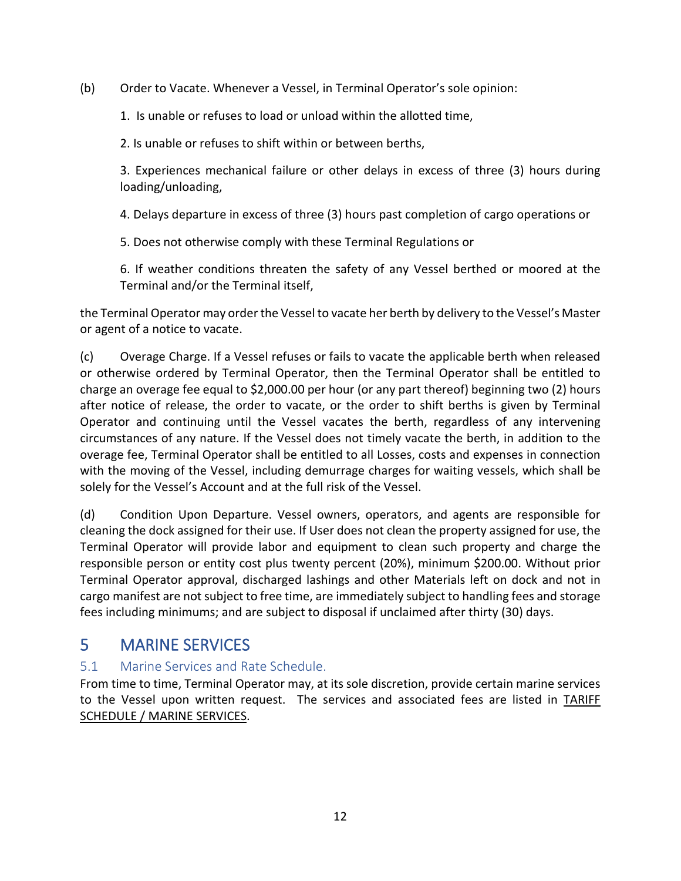(b) Order to Vacate. Whenever a Vessel, in Terminal Operator's sole opinion:

1. Is unable or refuses to load or unload within the allotted time,

2. Is unable or refuses to shift within or between berths,

3. Experiences mechanical failure or other delays in excess of three (3) hours during loading/unloading,

4. Delays departure in excess of three (3) hours past completion of cargo operations or

5. Does not otherwise comply with these Terminal Regulations or

6. If weather conditions threaten the safety of any Vessel berthed or moored at the Terminal and/or the Terminal itself,

the Terminal Operator may order the Vessel to vacate her berth by delivery to the Vessel's Master or agent of a notice to vacate.

(c) Overage Charge. If a Vessel refuses or fails to vacate the applicable berth when released or otherwise ordered by Terminal Operator, then the Terminal Operator shall be entitled to charge an overage fee equal to $2,000.00 per hour (or any part thereof) beginning two (2) hours after notice of release, the order to vacate, or the order to shift berths is given by Terminal Operator and continuing until the Vessel vacates the berth, regardless of any intervening circumstances of any nature. If the Vessel does not timely vacate the berth, in addition to the overage fee, Terminal Operator shall be entitled to all Losses, costs and expenses in connection with the moving of the Vessel, including demurrage charges for waiting vessels, which shall be solely for the Vessel's Account and at the full risk of the Vessel.

(d) Condition Upon Departure. Vessel owners, operators, and agents are responsible for cleaning the dock assigned for their use. If User does not clean the property assigned for use, the Terminal Operator will provide labor and equipment to clean such property and charge the responsible person or entity cost plus twenty percent (20%), minimum $200.00. Without prior Terminal Operator approval, discharged lashings and other Materials left on dock and not in cargo manifest are not subject to free time, are immediately subject to handling fees and storage fees including minimums; and are subject to disposal if unclaimed after thirty (30) days.

# 5 MARINE SERVICES

## 5.1 Marine Services and Rate Schedule.

From time to time, Terminal Operator may, at its sole discretion, provide certain marine services to the Vessel upon written request. The services and associated fees are listed in TARIFF SCHEDULE / MARINE SERVICES.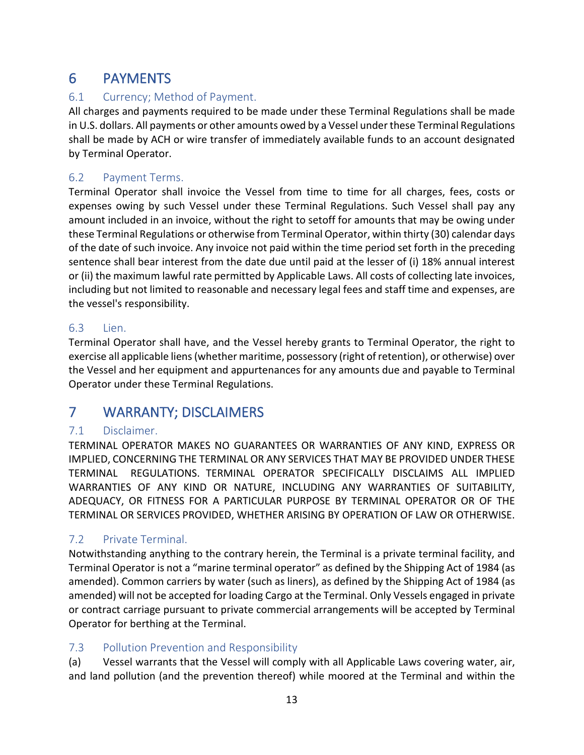# 6 PAYMENTS

## 6.1 Currency; Method of Payment.

All charges and payments required to be made under these Terminal Regulations shall be made in U.S. dollars. All payments or other amounts owed by a Vessel under these Terminal Regulations shall be made by ACH or wire transfer of immediately available funds to an account designated by Terminal Operator.

## 6.2 Payment Terms.

Terminal Operator shall invoice the Vessel from time to time for all charges, fees, costs or expenses owing by such Vessel under these Terminal Regulations. Such Vessel shall pay any amount included in an invoice, without the right to setoff for amounts that may be owing under these Terminal Regulations or otherwise from Terminal Operator, within thirty (30) calendar days of the date of such invoice. Any invoice not paid within the time period set forth in the preceding sentence shall bear interest from the date due until paid at the lesser of (i) 18% annual interest or (ii) the maximum lawful rate permitted by Applicable Laws. All costs of collecting late invoices, including but not limited to reasonable and necessary legal fees and staff time and expenses, are the vessel's responsibility.

## 6.3 Lien.

Terminal Operator shall have, and the Vessel hereby grants to Terminal Operator, the right to exercise all applicable liens (whether maritime, possessory (right of retention), or otherwise) over the Vessel and her equipment and appurtenances for any amounts due and payable to Terminal Operator under these Terminal Regulations.

# 7 WARRANTY; DISCLAIMERS

## 7.1 Disclaimer.

TERMINAL OPERATOR MAKES NO GUARANTEES OR WARRANTIES OF ANY KIND, EXPRESS OR IMPLIED, CONCERNING THE TERMINAL OR ANY SERVICES THAT MAY BE PROVIDED UNDER THESE TERMINAL REGULATIONS. TERMINAL OPERATOR SPECIFICALLY DISCLAIMS ALL IMPLIED WARRANTIES OF ANY KIND OR NATURE, INCLUDING ANY WARRANTIES OF SUITABILITY, ADEQUACY, OR FITNESS FOR A PARTICULAR PURPOSE BY TERMINAL OPERATOR OR OF THE TERMINAL OR SERVICES PROVIDED, WHETHER ARISING BY OPERATION OF LAW OR OTHERWISE.

## 7.2 Private Terminal.

Notwithstanding anything to the contrary herein, the Terminal is a private terminal facility, and Terminal Operator is not a "marine terminal operator" as defined by the Shipping Act of 1984 (as amended). Common carriers by water (such as liners), as defined by the Shipping Act of 1984 (as amended) will not be accepted for loading Cargo at the Terminal. Only Vessels engaged in private or contract carriage pursuant to private commercial arrangements will be accepted by Terminal Operator for berthing at the Terminal.

## 7.3 Pollution Prevention and Responsibility

(a) Vessel warrants that the Vessel will comply with all Applicable Laws covering water, air, and land pollution (and the prevention thereof) while moored at the Terminal and within the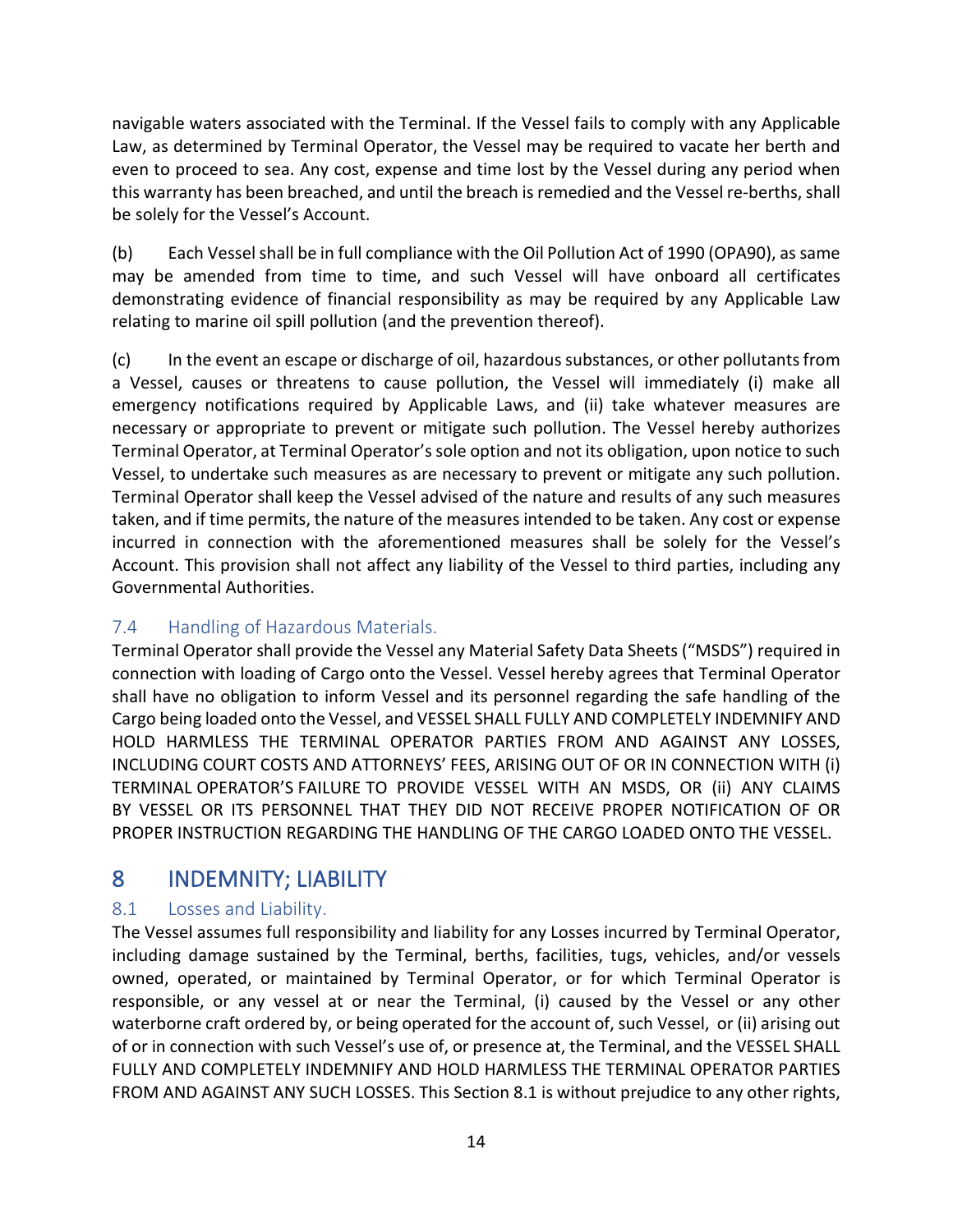navigable waters associated with the Terminal. If the Vessel fails to comply with any Applicable Law, as determined by Terminal Operator, the Vessel may be required to vacate her berth and even to proceed to sea. Any cost, expense and time lost by the Vessel during any period when this warranty has been breached, and until the breach is remedied and the Vessel re-berths, shall be solely for the Vessel's Account.

(b) Each Vessel shall be in full compliance with the Oil Pollution Act of 1990 (OPA90), as same may be amended from time to time, and such Vessel will have onboard all certificates demonstrating evidence of financial responsibility as may be required by any Applicable Law relating to marine oil spill pollution (and the prevention thereof).

(c) In the event an escape or discharge of oil, hazardous substances, or other pollutants from a Vessel, causes or threatens to cause pollution, the Vessel will immediately (i) make all emergency notifications required by Applicable Laws, and (ii) take whatever measures are necessary or appropriate to prevent or mitigate such pollution. The Vessel hereby authorizes Terminal Operator, at Terminal Operator's sole option and not its obligation, upon notice to such Vessel, to undertake such measures as are necessary to prevent or mitigate any such pollution. Terminal Operator shall keep the Vessel advised of the nature and results of any such measures taken, and if time permits, the nature of the measures intended to be taken. Any cost or expense incurred in connection with the aforementioned measures shall be solely for the Vessel's Account. This provision shall not affect any liability of the Vessel to third parties, including any Governmental Authorities.

### 7.4 Handling of Hazardous Materials.

Terminal Operator shall provide the Vessel any Material Safety Data Sheets ("MSDS") required in connection with loading of Cargo onto the Vessel. Vessel hereby agrees that Terminal Operator shall have no obligation to inform Vessel and its personnel regarding the safe handling of the Cargo being loaded onto the Vessel, and VESSEL SHALL FULLY AND COMPLETELY INDEMNIFY AND HOLD HARMLESS THE TERMINAL OPERATOR PARTIES FROM AND AGAINST ANY LOSSES, INCLUDING COURT COSTS AND ATTORNEYS' FEES, ARISING OUT OF OR IN CONNECTION WITH (i) TERMINAL OPERATOR'S FAILURE TO PROVIDE VESSEL WITH AN MSDS, OR (ii) ANY CLAIMS BY VESSEL OR ITS PERSONNEL THAT THEY DID NOT RECEIVE PROPER NOTIFICATION OF OR PROPER INSTRUCTION REGARDING THE HANDLING OF THE CARGO LOADED ONTO THE VESSEL.

## 8 INDEMNITY; LIABILITY

### 8.1 Losses and Liability.

The Vessel assumes full responsibility and liability for any Losses incurred by Terminal Operator, including damage sustained by the Terminal, berths, facilities, tugs, vehicles, and/or vessels owned, operated, or maintained by Terminal Operator, or for which Terminal Operator is responsible, or any vessel at or near the Terminal, (i) caused by the Vessel or any other waterborne craft ordered by, or being operated for the account of, such Vessel, or (ii) arising out of or in connection with such Vessel's use of, or presence at, the Terminal, and the VESSEL SHALL FULLY AND COMPLETELY INDEMNIFY AND HOLD HARMLESS THE TERMINAL OPERATOR PARTIES FROM AND AGAINST ANY SUCH LOSSES. This Section 8.1 is without prejudice to any other rights,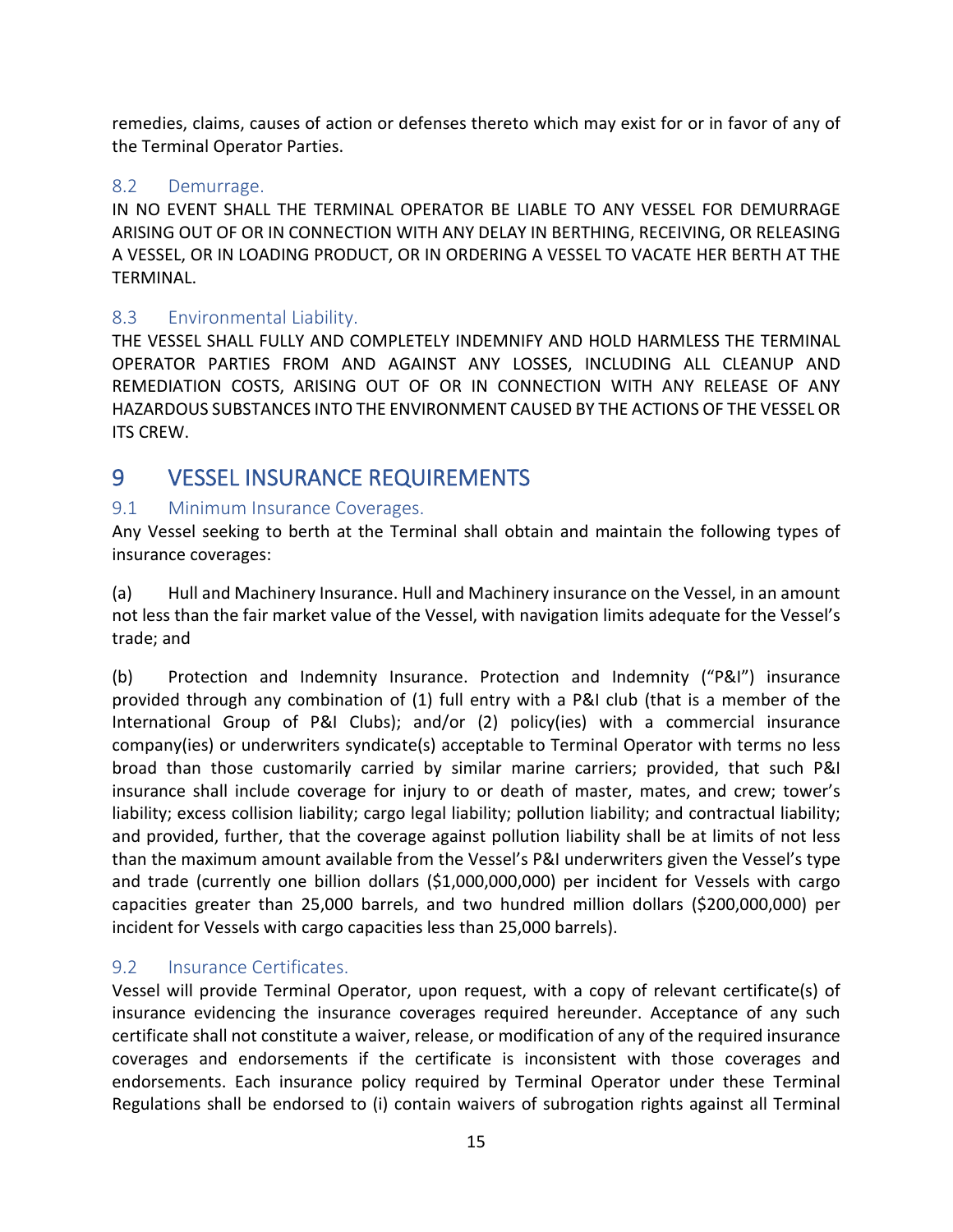remedies, claims, causes of action or defenses thereto which may exist for or in favor of any of the Terminal Operator Parties.

### 8.2 Demurrage.

IN NO EVENT SHALL THE TERMINAL OPERATOR BE LIABLE TO ANY VESSEL FOR DEMURRAGE ARISING OUT OF OR IN CONNECTION WITH ANY DELAY IN BERTHING, RECEIVING, OR RELEASING A VESSEL, OR IN LOADING PRODUCT, OR IN ORDERING A VESSEL TO VACATE HER BERTH AT THE TERMINAL.

### 8.3 Environmental Liability.

THE VESSEL SHALL FULLY AND COMPLETELY INDEMNIFY AND HOLD HARMLESS THE TERMINAL OPERATOR PARTIES FROM AND AGAINST ANY LOSSES, INCLUDING ALL CLEANUP AND REMEDIATION COSTS, ARISING OUT OF OR IN CONNECTION WITH ANY RELEASE OF ANY HAZARDOUS SUBSTANCES INTO THE ENVIRONMENT CAUSED BY THE ACTIONS OF THE VESSEL OR ITS CREW.

## 9 VESSEL INSURANCE REQUIREMENTS

### 9.1 Minimum Insurance Coverages.

Any Vessel seeking to berth at the Terminal shall obtain and maintain the following types of insurance coverages:

(a) Hull and Machinery Insurance. Hull and Machinery insurance on the Vessel, in an amount not less than the fair market value of the Vessel, with navigation limits adequate for the Vessel's trade; and

(b) Protection and Indemnity Insurance. Protection and Indemnity ("P&I") insurance provided through any combination of (1) full entry with a P&I club (that is a member of the International Group of P&I Clubs); and/or (2) policy(ies) with a commercial insurance company(ies) or underwriters syndicate(s) acceptable to Terminal Operator with terms no less broad than those customarily carried by similar marine carriers; provided, that such P&I insurance shall include coverage for injury to or death of master, mates, and crew; tower's liability; excess collision liability; cargo legal liability; pollution liability; and contractual liability; and provided, further, that the coverage against pollution liability shall be at limits of not less than the maximum amount available from the Vessel's P&I underwriters given the Vessel's type and trade (currently one billion dollars ($1,000,000,000) per incident for Vessels with cargo capacities greater than 25,000 barrels, and two hundred million dollars ($200,000,000) per incident for Vessels with cargo capacities less than 25,000 barrels).

### 9.2 Insurance Certificates.

Vessel will provide Terminal Operator, upon request, with a copy of relevant certificate(s) of insurance evidencing the insurance coverages required hereunder. Acceptance of any such certificate shall not constitute a waiver, release, or modification of any of the required insurance coverages and endorsements if the certificate is inconsistent with those coverages and endorsements. Each insurance policy required by Terminal Operator under these Terminal Regulations shall be endorsed to (i) contain waivers of subrogation rights against all Terminal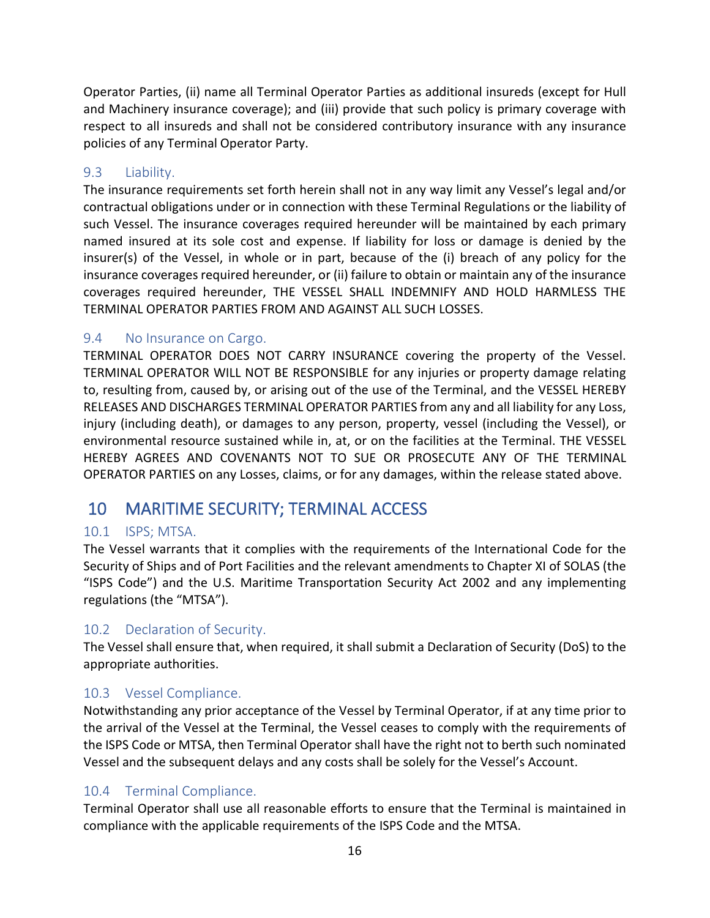Operator Parties, (ii) name all Terminal Operator Parties as additional insureds (except for Hull and Machinery insurance coverage); and (iii) provide that such policy is primary coverage with respect to all insureds and shall not be considered contributory insurance with any insurance policies of any Terminal Operator Party.

### 9.3 Liability.

The insurance requirements set forth herein shall not in any way limit any Vessel's legal and/or contractual obligations under or in connection with these Terminal Regulations or the liability of such Vessel. The insurance coverages required hereunder will be maintained by each primary named insured at its sole cost and expense. If liability for loss or damage is denied by the insurer(s) of the Vessel, in whole or in part, because of the (i) breach of any policy for the insurance coverages required hereunder, or (ii) failure to obtain or maintain any of the insurance coverages required hereunder, THE VESSEL SHALL INDEMNIFY AND HOLD HARMLESS THE TERMINAL OPERATOR PARTIES FROM AND AGAINST ALL SUCH LOSSES.

### 9.4 No Insurance on Cargo.

TERMINAL OPERATOR DOES NOT CARRY INSURANCE covering the property of the Vessel. TERMINAL OPERATOR WILL NOT BE RESPONSIBLE for any injuries or property damage relating to, resulting from, caused by, or arising out of the use of the Terminal, and the VESSEL HEREBY RELEASES AND DISCHARGES TERMINAL OPERATOR PARTIES from any and all liability for any Loss, injury (including death), or damages to any person, property, vessel (including the Vessel), or environmental resource sustained while in, at, or on the facilities at the Terminal. THE VESSEL HEREBY AGREES AND COVENANTS NOT TO SUE OR PROSECUTE ANY OF THE TERMINAL OPERATOR PARTIES on any Losses, claims, or for any damages, within the release stated above.

## 10 MARITIME SECURITY; TERMINAL ACCESS

### 10.1 ISPS; MTSA.

The Vessel warrants that it complies with the requirements of the International Code for the Security of Ships and of Port Facilities and the relevant amendments to Chapter XI of SOLAS (the "ISPS Code") and the U.S. Maritime Transportation Security Act 2002 and any implementing regulations (the "MTSA").

### 10.2 Declaration of Security.

The Vessel shall ensure that, when required, it shall submit a Declaration of Security (DoS) to the appropriate authorities.

### 10.3 Vessel Compliance.

Notwithstanding any prior acceptance of the Vessel by Terminal Operator, if at any time prior to the arrival of the Vessel at the Terminal, the Vessel ceases to comply with the requirements of the ISPS Code or MTSA, then Terminal Operator shall have the right not to berth such nominated Vessel and the subsequent delays and any costs shall be solely for the Vessel's Account.

### 10.4 Terminal Compliance.

Terminal Operator shall use all reasonable efforts to ensure that the Terminal is maintained in compliance with the applicable requirements of the ISPS Code and the MTSA.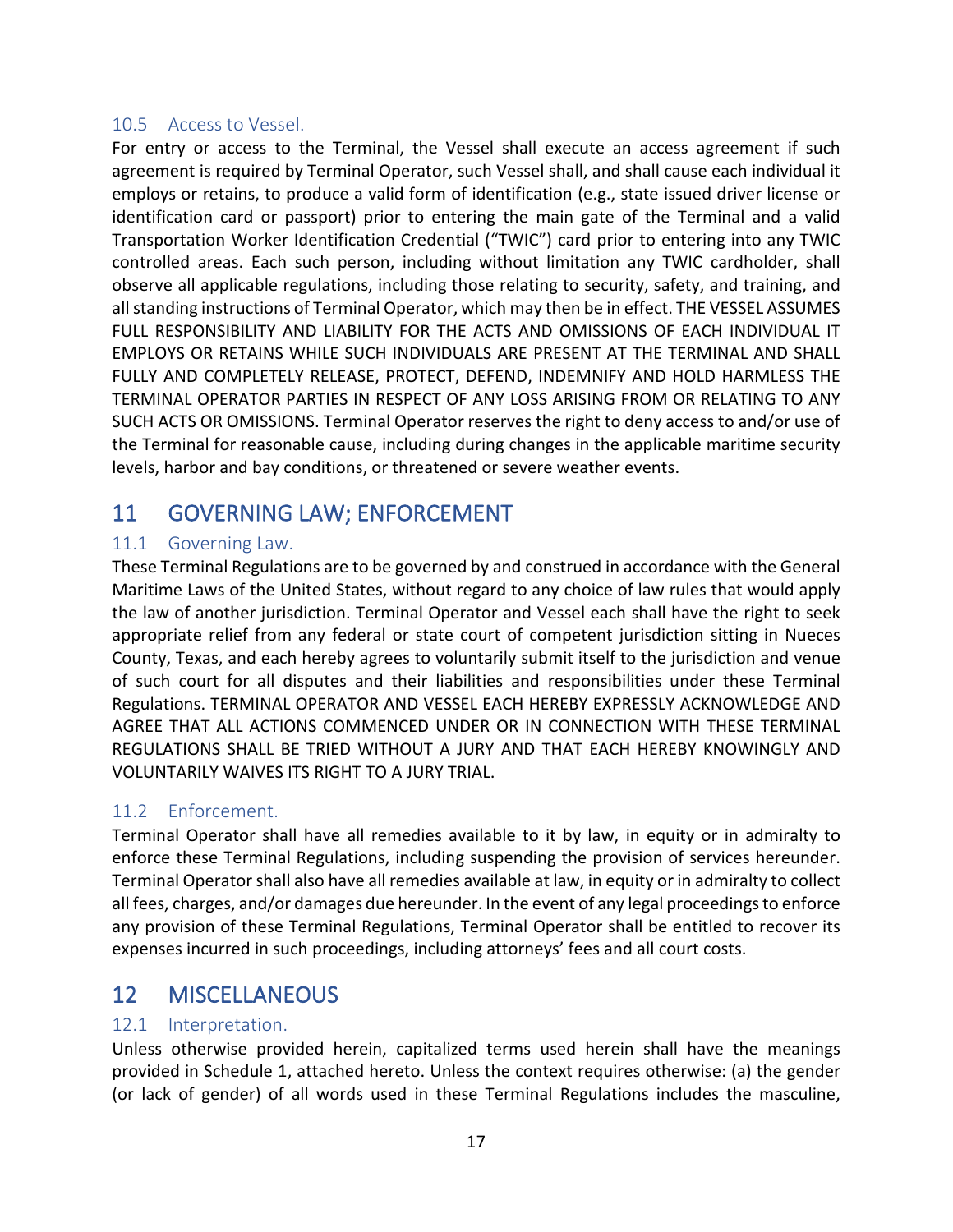### 10.5 Access to Vessel.

For entry or access to the Terminal, the Vessel shall execute an access agreement if such agreement is required by Terminal Operator, such Vessel shall, and shall cause each individual it employs or retains, to produce a valid form of identification (e.g., state issued driver license or identification card or passport) prior to entering the main gate of the Terminal and a valid Transportation Worker Identification Credential ("TWIC") card prior to entering into any TWIC controlled areas. Each such person, including without limitation any TWIC cardholder, shall observe all applicable regulations, including those relating to security, safety, and training, and all standing instructions of Terminal Operator, which may then be in effect. THE VESSEL ASSUMES FULL RESPONSIBILITY AND LIABILITY FOR THE ACTS AND OMISSIONS OF EACH INDIVIDUAL IT EMPLOYS OR RETAINS WHILE SUCH INDIVIDUALS ARE PRESENT AT THE TERMINAL AND SHALL FULLY AND COMPLETELY RELEASE, PROTECT, DEFEND, INDEMNIFY AND HOLD HARMLESS THE TERMINAL OPERATOR PARTIES IN RESPECT OF ANY LOSS ARISING FROM OR RELATING TO ANY SUCH ACTS OR OMISSIONS. Terminal Operator reserves the right to deny access to and/or use of the Terminal for reasonable cause, including during changes in the applicable maritime security levels, harbor and bay conditions, or threatened or severe weather events.

## 11 GOVERNING LAW; ENFORCEMENT

### 11.1 Governing Law.

These Terminal Regulations are to be governed by and construed in accordance with the General Maritime Laws of the United States, without regard to any choice of law rules that would apply the law of another jurisdiction. Terminal Operator and Vessel each shall have the right to seek appropriate relief from any federal or state court of competent jurisdiction sitting in Nueces County, Texas, and each hereby agrees to voluntarily submit itself to the jurisdiction and venue of such court for all disputes and their liabilities and responsibilities under these Terminal Regulations. TERMINAL OPERATOR AND VESSEL EACH HEREBY EXPRESSLY ACKNOWLEDGE AND AGREE THAT ALL ACTIONS COMMENCED UNDER OR IN CONNECTION WITH THESE TERMINAL REGULATIONS SHALL BE TRIED WITHOUT A JURY AND THAT EACH HEREBY KNOWINGLY AND VOLUNTARILY WAIVES ITS RIGHT TO A JURY TRIAL.

### 11.2 Enforcement.

Terminal Operator shall have all remedies available to it by law, in equity or in admiralty to enforce these Terminal Regulations, including suspending the provision of services hereunder. Terminal Operator shall also have all remedies available at law, in equity or in admiralty to collect all fees, charges, and/or damages due hereunder. In the event of any legal proceedings to enforce any provision of these Terminal Regulations, Terminal Operator shall be entitled to recover its expenses incurred in such proceedings, including attorneys' fees and all court costs.

## 12 MISCELLANEOUS

### 12.1 Interpretation.

Unless otherwise provided herein, capitalized terms used herein shall have the meanings provided in Schedule 1, attached hereto. Unless the context requires otherwise: (a) the gender (or lack of gender) of all words used in these Terminal Regulations includes the masculine,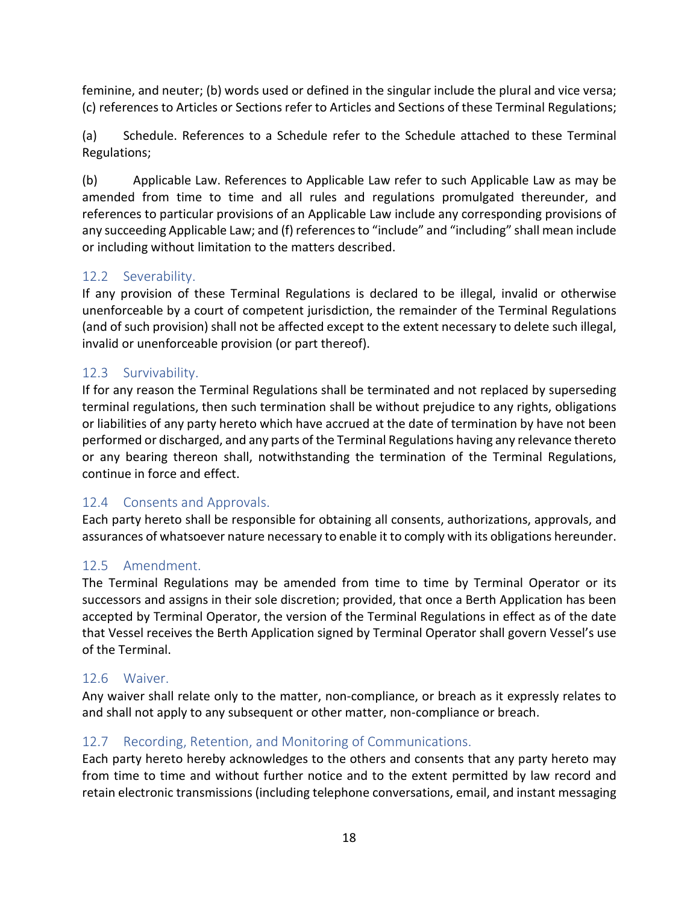feminine, and neuter; (b) words used or defined in the singular include the plural and vice versa; (c) references to Articles or Sections refer to Articles and Sections of these Terminal Regulations;

(a) Schedule. References to a Schedule refer to the Schedule attached to these Terminal Regulations;

(b) Applicable Law. References to Applicable Law refer to such Applicable Law as may be amended from time to time and all rules and regulations promulgated thereunder, and references to particular provisions of an Applicable Law include any corresponding provisions of any succeeding Applicable Law; and (f) references to "include" and "including" shall mean include or including without limitation to the matters described.

### 12.2 Severability.

If any provision of these Terminal Regulations is declared to be illegal, invalid or otherwise unenforceable by a court of competent jurisdiction, the remainder of the Terminal Regulations (and of such provision) shall not be affected except to the extent necessary to delete such illegal, invalid or unenforceable provision (or part thereof).

### 12.3 Survivability.

If for any reason the Terminal Regulations shall be terminated and not replaced by superseding terminal regulations, then such termination shall be without prejudice to any rights, obligations or liabilities of any party hereto which have accrued at the date of termination by have not been performed or discharged, and any parts of the Terminal Regulations having any relevance thereto or any bearing thereon shall, notwithstanding the termination of the Terminal Regulations, continue in force and effect.

### 12.4 Consents and Approvals.

Each party hereto shall be responsible for obtaining all consents, authorizations, approvals, and assurances of whatsoever nature necessary to enable it to comply with its obligations hereunder.

### 12.5 Amendment.

The Terminal Regulations may be amended from time to time by Terminal Operator or its successors and assigns in their sole discretion; provided, that once a Berth Application has been accepted by Terminal Operator, the version of the Terminal Regulations in effect as of the date that Vessel receives the Berth Application signed by Terminal Operator shall govern Vessel's use of the Terminal.

### 12.6 Waiver.

Any waiver shall relate only to the matter, non-compliance, or breach as it expressly relates to and shall not apply to any subsequent or other matter, non-compliance or breach.

### 12.7 Recording, Retention, and Monitoring of Communications.

Each party hereto hereby acknowledges to the others and consents that any party hereto may from time to time and without further notice and to the extent permitted by law record and retain electronic transmissions (including telephone conversations, email, and instant messaging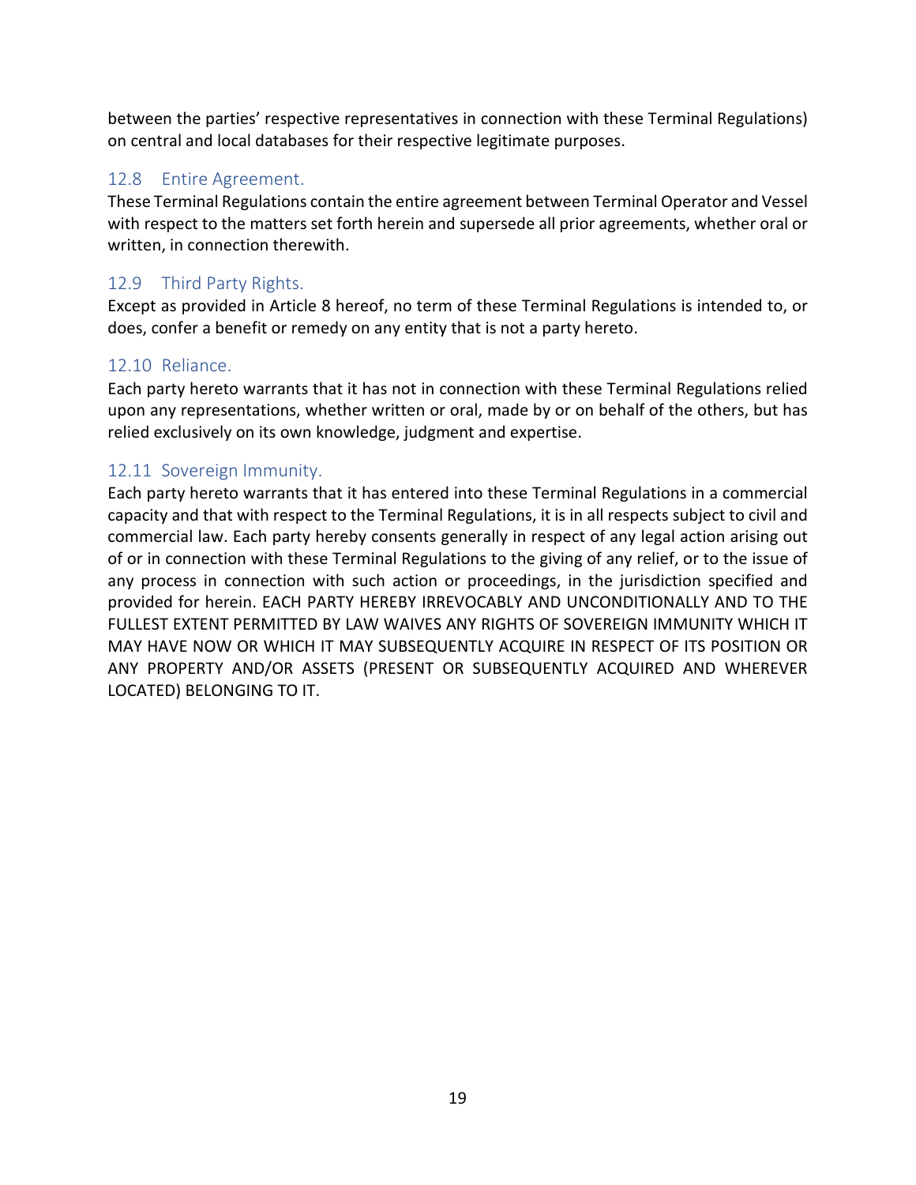between the parties' respective representatives in connection with these Terminal Regulations) on central and local databases for their respective legitimate purposes.

### 12.8 Entire Agreement.

These Terminal Regulations contain the entire agreement between Terminal Operator and Vessel with respect to the matters set forth herein and supersede all prior agreements, whether oral or written, in connection therewith.

### 12.9 Third Party Rights.

Except as provided in Article 8 hereof, no term of these Terminal Regulations is intended to, or does, confer a benefit or remedy on any entity that is not a party hereto.

### 12.10 Reliance.

Each party hereto warrants that it has not in connection with these Terminal Regulations relied upon any representations, whether written or oral, made by or on behalf of the others, but has relied exclusively on its own knowledge, judgment and expertise.

### 12.11 Sovereign Immunity.

Each party hereto warrants that it has entered into these Terminal Regulations in a commercial capacity and that with respect to the Terminal Regulations, it is in all respects subject to civil and commercial law. Each party hereby consents generally in respect of any legal action arising out of or in connection with these Terminal Regulations to the giving of any relief, or to the issue of any process in connection with such action or proceedings, in the jurisdiction specified and provided for herein. EACH PARTY HEREBY IRREVOCABLY AND UNCONDITIONALLY AND TO THE FULLEST EXTENT PERMITTED BY LAW WAIVES ANY RIGHTS OF SOVEREIGN IMMUNITY WHICH IT MAY HAVE NOW OR WHICH IT MAY SUBSEQUENTLY ACQUIRE IN RESPECT OF ITS POSITION OR ANY PROPERTY AND/OR ASSETS (PRESENT OR SUBSEQUENTLY ACQUIRED AND WHEREVER LOCATED) BELONGING TO IT.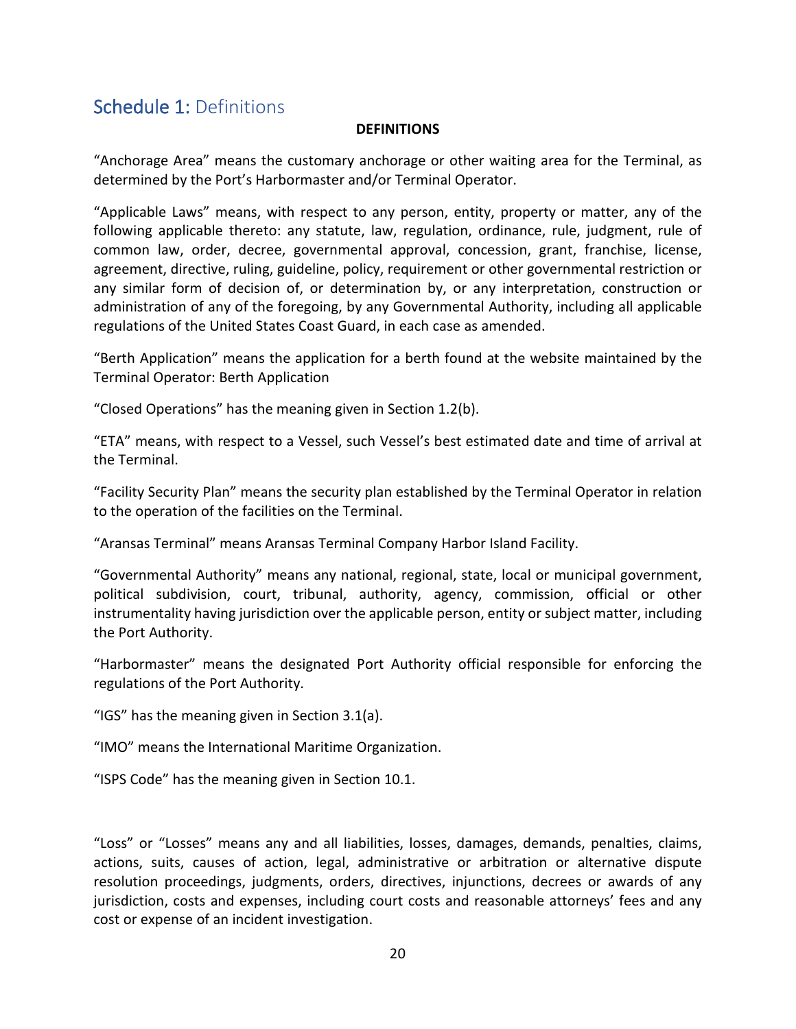## Schedule 1: Definitions

**DEFINITIONS**

"Anchorage Area" means the customary anchorage or other waiting area for the Terminal, as determined by the Port's Harbormaster and/or Terminal Operator.

"Applicable Laws" means, with respect to any person, entity, property or matter, any of the following applicable thereto: any statute, law, regulation, ordinance, rule, judgment, rule of common law, order, decree, governmental approval, concession, grant, franchise, license, agreement, directive, ruling, guideline, policy, requirement or other governmental restriction or any similar form of decision of, or determination by, or any interpretation, construction or administration of any of the foregoing, by any Governmental Authority, including all applicable regulations of the United States Coast Guard, in each case as amended.

"Berth Application" means the application for a berth found at the website maintained by the Terminal Operator: Berth Application

"Closed Operations" has the meaning given in Section 1.2(b).

"ETA" means, with respect to a Vessel, such Vessel's best estimated date and time of arrival at the Terminal.

"Facility Security Plan" means the security plan established by the Terminal Operator in relation to the operation of the facilities on the Terminal.

"Aransas Terminal" means Aransas Terminal Company Harbor Island Facility.

"Governmental Authority" means any national, regional, state, local or municipal government, political subdivision, court, tribunal, authority, agency, commission, official or other instrumentality having jurisdiction over the applicable person, entity or subject matter, including the Port Authority.

"Harbormaster" means the designated Port Authority official responsible for enforcing the regulations of the Port Authority.

"IGS" has the meaning given in Section 3.1(a).

"IMO" means the International Maritime Organization.

"ISPS Code" has the meaning given in Section 10.1.

"Loss" or "Losses" means any and all liabilities, losses, damages, demands, penalties, claims, actions, suits, causes of action, legal, administrative or arbitration or alternative dispute resolution proceedings, judgments, orders, directives, injunctions, decrees or awards of any jurisdiction, costs and expenses, including court costs and reasonable attorneys' fees and any cost or expense of an incident investigation.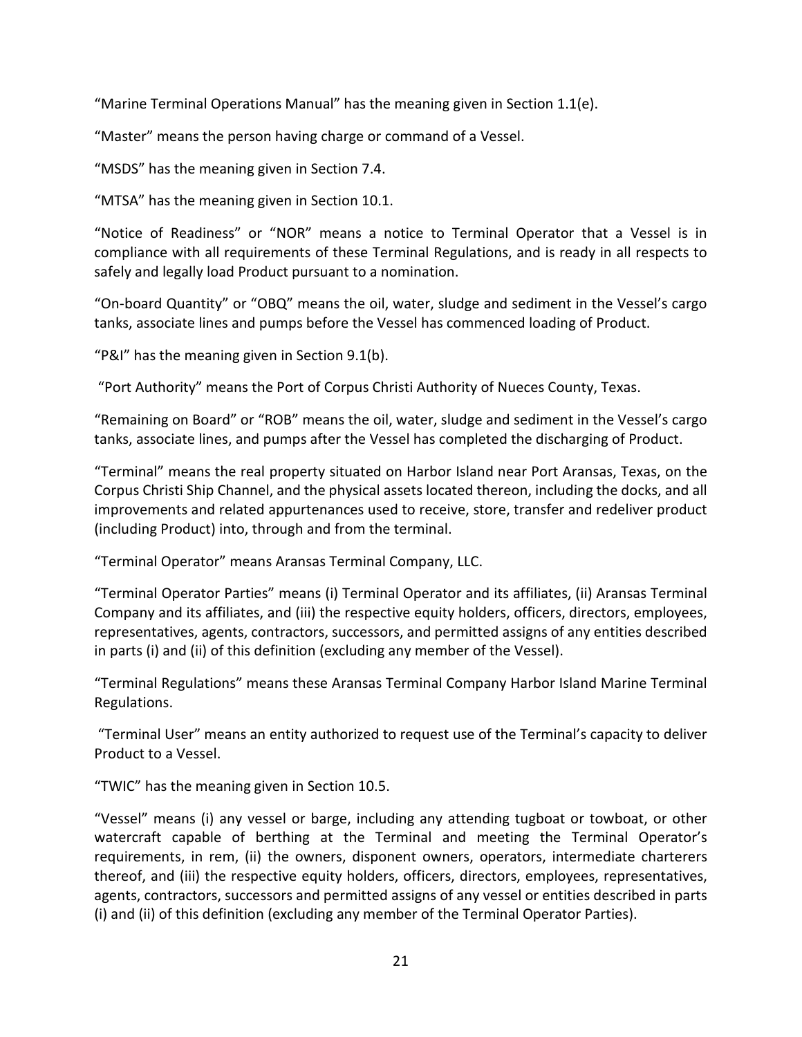"Marine Terminal Operations Manual" has the meaning given in Section 1.1(e).

"Master" means the person having charge or command of a Vessel.

"MSDS" has the meaning given in Section 7.4.

"MTSA" has the meaning given in Section 10.1.

"Notice of Readiness" or "NOR" means a notice to Terminal Operator that a Vessel is in compliance with all requirements of these Terminal Regulations, and is ready in all respects to safely and legally load Product pursuant to a nomination.

"On-board Quantity" or "OBQ" means the oil, water, sludge and sediment in the Vessel's cargo tanks, associate lines and pumps before the Vessel has commenced loading of Product.

"P&I" has the meaning given in Section 9.1(b).

"Port Authority" means the Port of Corpus Christi Authority of Nueces County, Texas.

"Remaining on Board" or "ROB" means the oil, water, sludge and sediment in the Vessel's cargo tanks, associate lines, and pumps after the Vessel has completed the discharging of Product.

"Terminal" means the real property situated on Harbor Island near Port Aransas, Texas, on the Corpus Christi Ship Channel, and the physical assets located thereon, including the docks, and all improvements and related appurtenances used to receive, store, transfer and redeliver product (including Product) into, through and from the terminal.

"Terminal Operator" means Aransas Terminal Company, LLC.

"Terminal Operator Parties" means (i) Terminal Operator and its affiliates, (ii) Aransas Terminal Company and its affiliates, and (iii) the respective equity holders, officers, directors, employees, representatives, agents, contractors, successors, and permitted assigns of any entities described in parts (i) and (ii) of this definition (excluding any member of the Vessel).

"Terminal Regulations" means these Aransas Terminal Company Harbor Island Marine Terminal Regulations.

"Terminal User" means an entity authorized to request use of the Terminal's capacity to deliver Product to a Vessel.

"TWIC" has the meaning given in Section 10.5.

"Vessel" means (i) any vessel or barge, including any attending tugboat or towboat, or other watercraft capable of berthing at the Terminal and meeting the Terminal Operator's requirements, in rem, (ii) the owners, disponent owners, operators, intermediate charterers thereof, and (iii) the respective equity holders, officers, directors, employees, representatives, agents, contractors, successors and permitted assigns of any vessel or entities described in parts (i) and (ii) of this definition (excluding any member of the Terminal Operator Parties).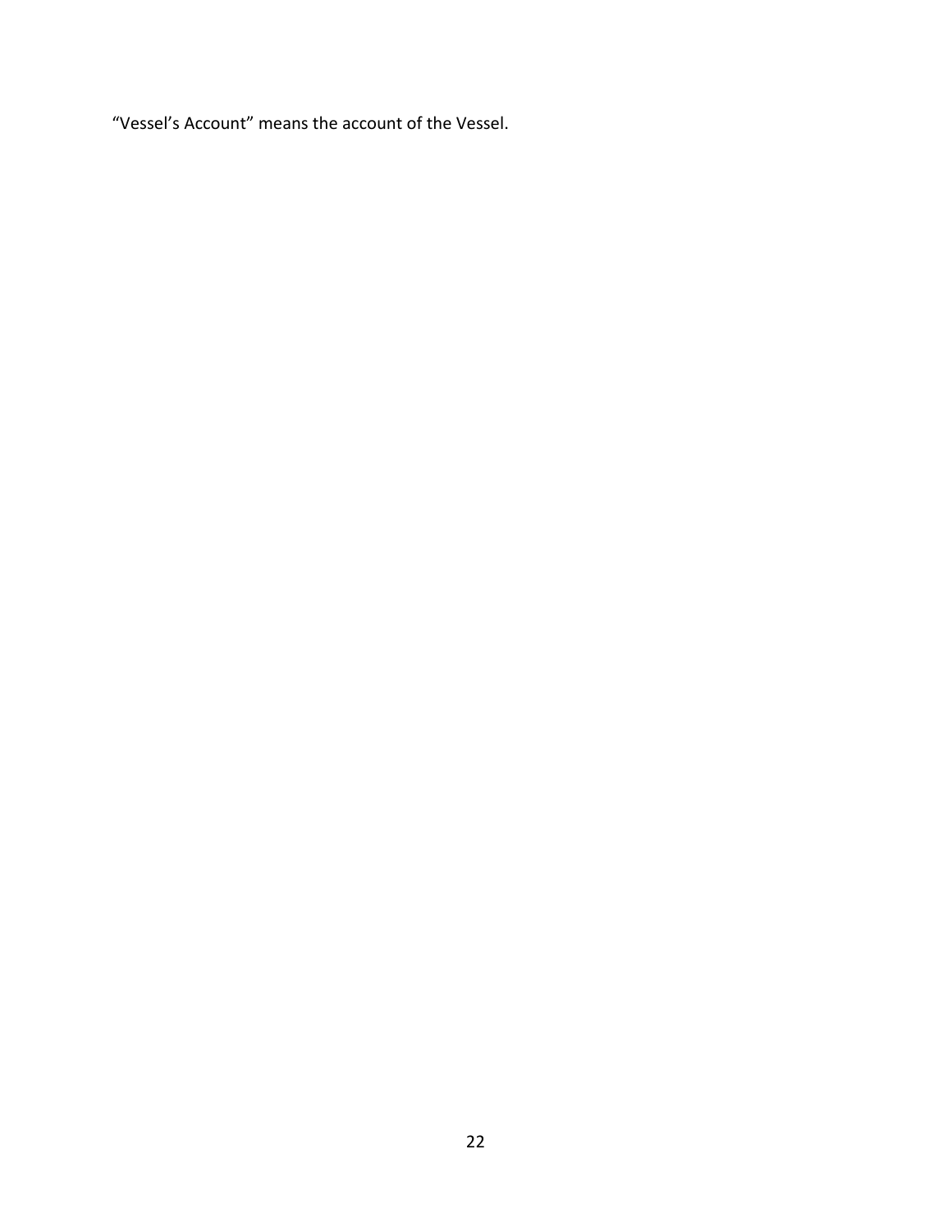“Vessel’s Account” means the account of the Vessel.